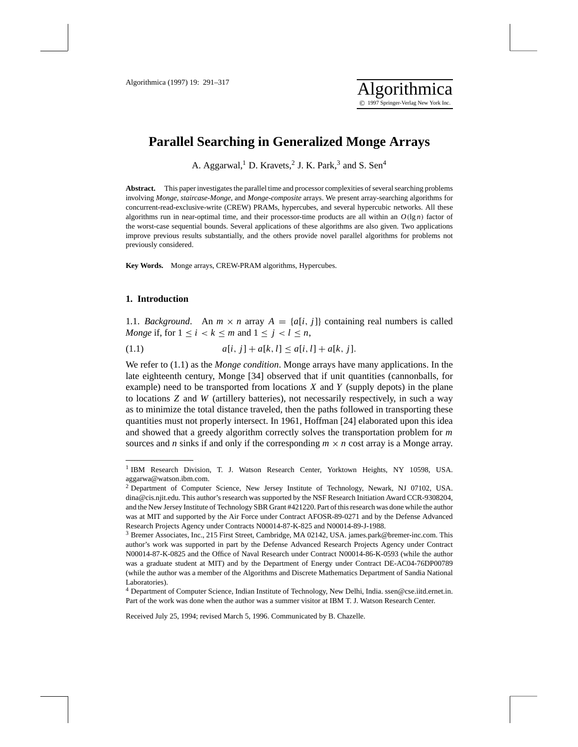# Parallel Searching in Generalized Monge Arrays

A. Aggarwal,[1] D. Kravets,[2] J. K. Park,[3] and S. Sen[4]

**Abstract.** This paper investigates the parallel time and processor complexities of several searching problems involving *Monge*, *staircase-Monge*, and *Monge-composite* arrays. We present array-searching algorithms for concurrent-read-exclusive-write (CREW) PRAMs, hypercubes, and several hypercubic networks. All these algorithms run in near-optimal time, and their processor-time products are all within an $O(\lg n)$ factor of the worst-case sequential bounds. Several applications of these algorithms are also given. Two applications improve previous results substantially, and the others provide novel parallel algorithms for problems not previously considered.

**Key Words.** Monge arrays, CREW-PRAM algorithms, Hypercubes.

## 1. Introduction

1.1. *Background*. An $m \times n$ array $A = \{a[i, j]\}$ containing real numbers is called *Monge* if, for $1 \le i < k \le m$ and $1 \le j < l \le n$,

$$a[i, j] + a[k, l] \le a[i, l] + a[k, j]. \tag{1.1}$$

We refer to (1.1) as the *Monge condition*. Monge arrays have many applications. In the late eighteenth century, Monge [34] observed that if unit quantities (cannonballs, for example) need to be transported from locations $X$ and $Y$ (supply depots) in the plane to locations $Z$ and $W$ (artillery batteries), not necessarily respectively, in such a way as to minimize the total distance traveled, then the paths followed in transporting these quantities must not properly intersect. In 1961, Hoffman [24] elaborated upon this idea and showed that a greedy algorithm correctly solves the transportation problem for $m$ sources and $n$ sinks if and only if the corresponding $m \times n$ cost array is a Monge array.

---

[1] IBM Research Division, T. J. Watson Research Center, Yorktown Heights, NY 10598, USA. aggarwa@watson.ibm.com.

[2] Department of Computer Science, New Jersey Institute of Technology, Newark, NJ 07102, USA. dina@cis.njit.edu. This author's research was supported by the NSF Research Initiation Award CCR-9308204, and the New Jersey Institute of Technology SBR Grant #421220. Part of this research was done while the author was at MIT and supported by the Air Force under Contract AFOSR-89-0271 and by the Defense Advanced Research Projects Agency under Contracts N00014-87-K-825 and N00014-89-J-1988.

[3] Bremer Associates, Inc., 215 First Street, Cambridge, MA 02142, USA. james.park@bremer-inc.com. This author's work was supported in part by the Defense Advanced Research Projects Agency under Contract N00014-87-K-0825 and the Office of Naval Research under Contract N00014-86-K-0593 (while the author was a graduate student at MIT) and by the Department of Energy under Contract DE-AC04-76DP00789 (while the author was a member of the Algorithms and Discrete Mathematics Department of Sandia National Laboratories).

[4] Department of Computer Science, Indian Institute of Technology, New Delhi, India. ssen@cse.iitd.ernet.in. Part of the work was done when the author was a summer visitor at IBM T. J. Watson Research Center.

Received July 25, 1994; revised March 5, 1996. Communicated by B. Chazelle.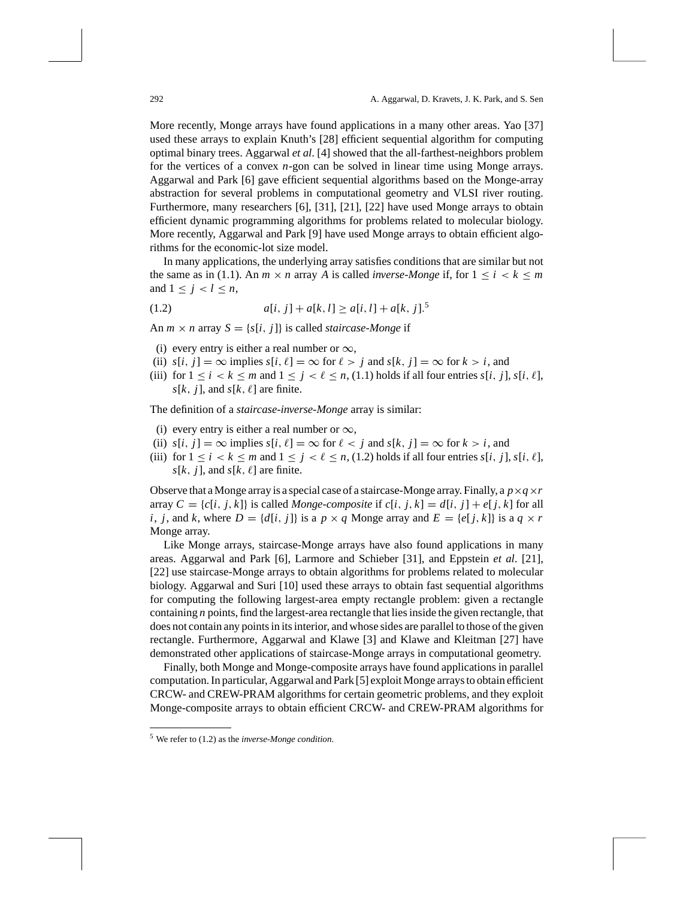More recently, Monge arrays have found applications in a many other areas. Yao [37] used these arrays to explain Knuth's [28] efficient sequential algorithm for computing optimal binary trees. Aggarwal *et al*. [4] showed that the all-farthest-neighbors problem for the vertices of a convex $n$-gon can be solved in linear time using Monge arrays. Aggarwal and Park [6] gave efficient sequential algorithms based on the Monge-array abstraction for several problems in computational geometry and VLSI river routing. Furthermore, many researchers [6], [31], [21], [22] have used Monge arrays to obtain efficient dynamic programming algorithms for problems related to molecular biology. More recently, Aggarwal and Park [9] have used Monge arrays to obtain efficient algorithms for the economic-lot size model.

In many applications, the underlying array satisfies conditions that are similar but not the same as in (1.1). An $m \times n$ array $A$ is called *inverse-Monge* if, for $1 \le i < k \le m$ and $1 \le j < l \le n$,

$$a[i, j] + a[k, l] \ge a[i, l] + a[k, j].\quad (1.2)$$

[5]

An $m \times n$ array $S = \{s[i, j]\}$ is called *staircase-Monge* if

(i) every entry is either a real number or $\infty$,
(ii) $s[i, j] = \infty$ implies $s[i, \ell] = \infty$ for $\ell > j$ and $s[k, j] = \infty$ for $k > i$, and
(iii) for $1 \le i < k \le m$ and $1 \le j < \ell \le n$, (1.1) holds if all four entries $s[i, j]$, $s[i, \ell]$, $s[k, j]$, and $s[k, \ell]$ are finite.

The definition of a *staircase-inverse-Monge* array is similar:

(i) every entry is either a real number or $\infty$,
(ii) $s[i, j] = \infty$ implies $s[i, \ell] = \infty$ for $\ell < j$ and $s[k, j] = \infty$ for $k > i$, and
(iii) for $1 \le i < k \le m$ and $1 \le j < \ell \le n$, (1.2) holds if all four entries $s[i, j]$, $s[i, \ell]$, $s[k, j]$, and $s[k, \ell]$ are finite.

Observe that a Monge array is a special case of a staircase-Monge array. Finally, a $p \times q \times r$ array $C = \{c[i, j, k]\}$ is called *Monge-composite* if $c[i, j, k] = d[i, j] + e[j, k]$ for all $i$, $j$, and $k$, where $D = \{d[i, j]\}$ is a $p \times q$ Monge array and $E = \{e[j, k]\}$ is a $q \times r$ Monge array.

Like Monge arrays, staircase-Monge arrays have also found applications in many areas. Aggarwal and Park [6], Larmore and Schieber [31], and Eppstein *et al*. [21], [22] use staircase-Monge arrays to obtain algorithms for problems related to molecular biology. Aggarwal and Suri [10] used these arrays to obtain fast sequential algorithms for computing the following largest-area empty rectangle problem: given a rectangle containing $n$ points, find the largest-area rectangle that lies inside the given rectangle, that does not contain any points in its interior, and whose sides are parallel to those of the given rectangle. Furthermore, Aggarwal and Klawe [3] and Klawe and Kleitman [27] have demonstrated other applications of staircase-Monge arrays in computational geometry.

Finally, both Monge and Monge-composite arrays have found applications in parallel computation. In particular, Aggarwal and Park [5] exploit Monge arrays to obtain efficient CRCW- and CREW-PRAM algorithms for certain geometric problems, and they exploit Monge-composite arrays to obtain efficient CRCW- and CREW-PRAM algorithms for

[5] We refer to (1.2) as the *inverse-Monge condition*.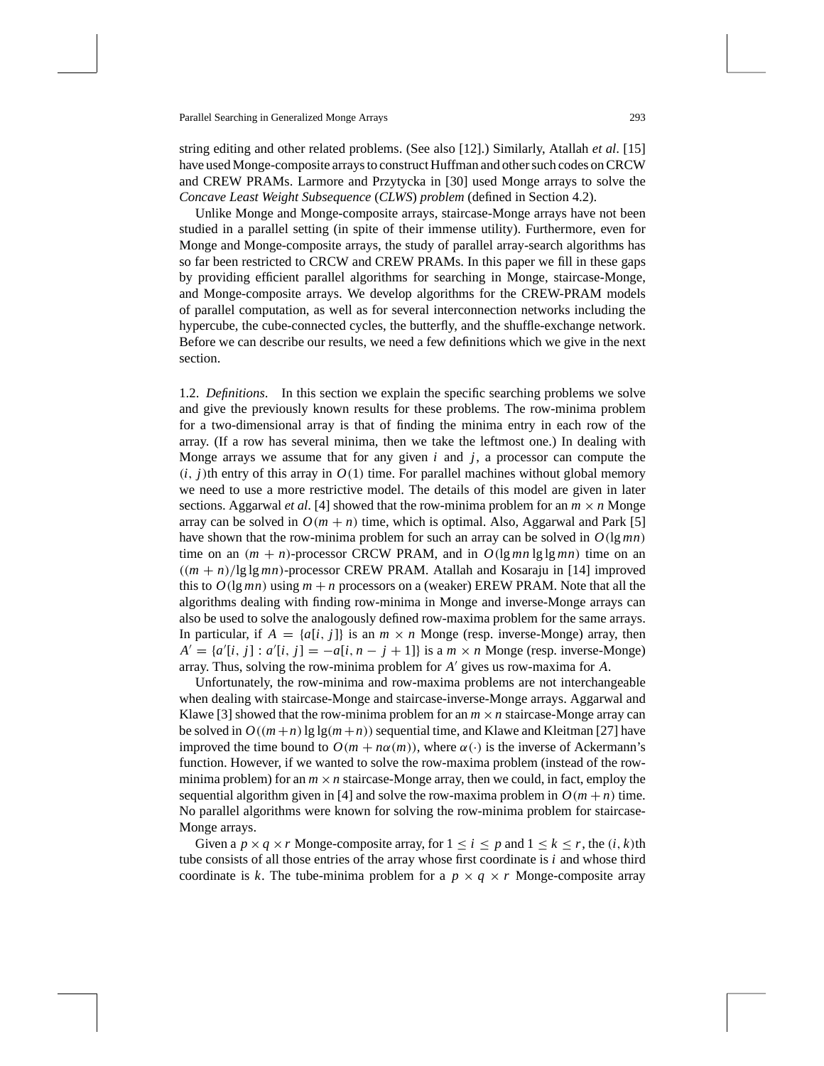string editing and other related problems. (See also [12].) Similarly, Atallah *et al*. [15] have used Monge-composite arrays to construct Huffman and other such codes on CRCW and CREW PRAMs. Larmore and Przytycka in [30] used Monge arrays to solve the *Concave Least Weight Subsequence* (*CLWS*) *problem* (defined in Section 4.2).

Unlike Monge and Monge-composite arrays, staircase-Monge arrays have not been studied in a parallel setting (in spite of their immense utility). Furthermore, even for Monge and Monge-composite arrays, the study of parallel array-search algorithms has so far been restricted to CRCW and CREW PRAMs. In this paper we fill in these gaps by providing efficient parallel algorithms for searching in Monge, staircase-Monge, and Monge-composite arrays. We develop algorithms for the CREW-PRAM models of parallel computation, as well as for several interconnection networks including the hypercube, the cube-connected cycles, the butterfly, and the shuffle-exchange network. Before we can describe our results, we need a few definitions which we give in the next section.

1.2. *Definitions*. In this section we explain the specific searching problems we solve and give the previously known results for these problems. The row-minima problem for a two-dimensional array is that of finding the minima entry in each row of the array. (If a row has several minima, then we take the leftmost one.) In dealing with Monge arrays we assume that for any given $i$ and $j$, a processor can compute the $(i, j)$th entry of this array in $O(1)$ time. For parallel machines without global memory we need to use a more restrictive model. The details of this model are given in later sections. Aggarwal *et al*. [4] showed that the row-minima problem for an $m \times n$ Monge array can be solved in $O(m + n)$ time, which is optimal. Also, Aggarwal and Park [5] have shown that the row-minima problem for such an array can be solved in $O(\lg mn)$ time on an $(m + n)$-processor CRCW PRAM, and in $O(\lg mn \lg \lg mn)$ time on an $((m + n)/\lg \lg mn)$-processor CREW PRAM. Atallah and Kosaraju in [14] improved this to $O(\lg mn)$ using $m + n$ processors on a (weaker) EREW PRAM. Note that all the algorithms dealing with finding row-minima in Monge and inverse-Monge arrays can also be used to solve the analogously defined row-maxima problem for the same arrays. In particular, if $A = \{a[i, j]\}$ is an $m \times n$ Monge (resp. inverse-Monge) array, then $A' = \{a'[i, j] : a'[i, j] = -a[i, n - j + 1]\}$ is a $m \times n$ Monge (resp. inverse-Monge) array. Thus, solving the row-minima problem for $A'$ gives us row-maxima for $A$.

Unfortunately, the row-minima and row-maxima problems are not interchangeable when dealing with staircase-Monge and staircase-inverse-Monge arrays. Aggarwal and Klawe [3] showed that the row-minima problem for an $m \times n$ staircase-Monge array can be solved in $O((m+n) \lg \lg(m+n))$ sequential time, and Klawe and Kleitman [27] have improved the time bound to $O(m + n\alpha(m))$, where $\alpha(\cdot)$ is the inverse of Ackermann's function. However, if we wanted to solve the row-maxima problem (instead of the row-minima problem) for an $m \times n$ staircase-Monge array, then we could, in fact, employ the sequential algorithm given in [4] and solve the row-maxima problem in $O(m + n)$ time. No parallel algorithms were known for solving the row-minima problem for staircase-Monge arrays.

Given a $p \times q \times r$ Monge-composite array, for $1 \leq i \leq p$ and $1 \leq k \leq r$, the $(i, k)$th tube consists of all those entries of the array whose first coordinate is $i$ and whose third coordinate is $k$. The tube-minima problem for a $p \times q \times r$ Monge-composite array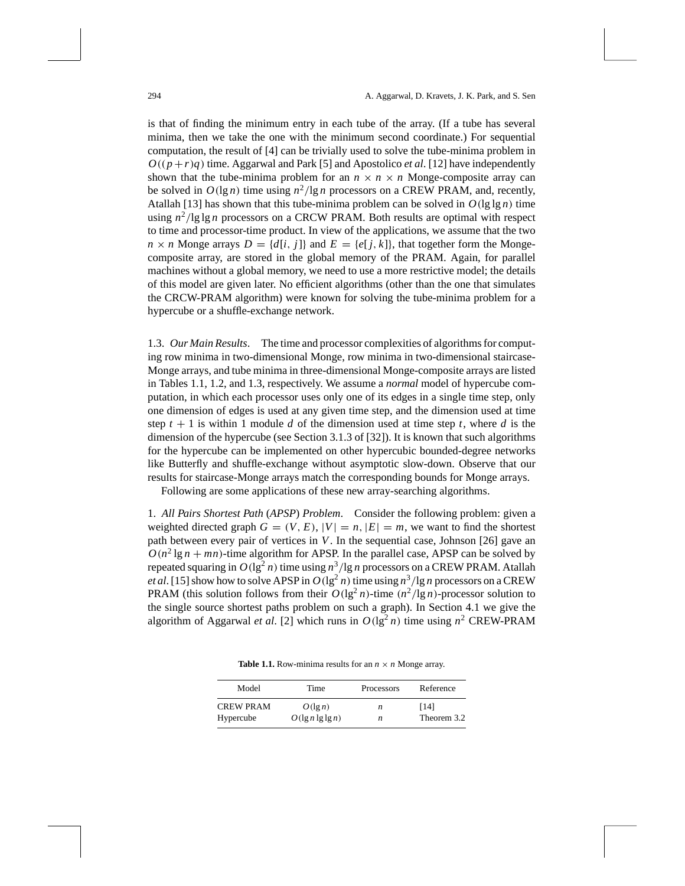is that of finding the minimum entry in each tube of the array. (If a tube has several minima, then we take the one with the minimum second coordinate.) For sequential computation, the result of [4] can be trivially used to solve the tube-minima problem in $O((p+r)q)$ time. Aggarwal and Park [5] and Apostolico *et al.* [12] have independently shown that the tube-minima problem for an $n \times n \times n$ Monge-composite array can be solved in $O(\lg n)$ time using $n^2/\lg n$ processors on a CREW PRAM, and, recently, Atallah [13] has shown that this tube-minima problem can be solved in $O(\lg \lg n)$ time using $n^2/\lg \lg n$ processors on a CRCW PRAM. Both results are optimal with respect to time and processor-time product. In view of the applications, we assume that the two $n \times n$ Monge arrays $D = \{d[i, j]\}$ and $E = \{e[j, k]\}$, that together form the Monge-composite array, are stored in the global memory of the PRAM. Again, for parallel machines without a global memory, we need to use a more restrictive model; the details of this model are given later. No efficient algorithms (other than the one that simulates the CRCW-PRAM algorithm) were known for solving the tube-minima problem for a hypercube or a shuffle-exchange network.

1.3. *Our Main Results*. The time and processor complexities of algorithms for computing row minima in two-dimensional Monge, row minima in two-dimensional staircase-Monge arrays, and tube minima in three-dimensional Monge-composite arrays are listed in Tables 1.1, 1.2, and 1.3, respectively. We assume a *normal* model of hypercube computation, in which each processor uses only one of its edges in a single time step, only one dimension of edges is used at any given time step, and the dimension used at time step $t+1$ is within 1 module $d$ of the dimension used at time step $t$, where $d$ is the dimension of the hypercube (see Section 3.1.3 of [32]). It is known that such algorithms for the hypercube can be implemented on other hypercubic bounded-degree networks like Butterfly and shuffle-exchange without asymptotic slow-down. Observe that our results for staircase-Monge arrays match the corresponding bounds for Monge arrays.

Following are some applications of these new array-searching algorithms.

1. *All Pairs Shortest Path* (*APSP*) *Problem*. Consider the following problem: given a weighted directed graph $G = (V, E)$, $|V| = n$, $|E| = m$, we want to find the shortest path between every pair of vertices in $V$. In the sequential case, Johnson [26] gave an $O(n^2 \lg n + mn)$-time algorithm for APSP. In the parallel case, APSP can be solved by repeated squaring in $O(\lg^2 n)$ time using $n^3/\lg n$ processors on a CREW PRAM. Atallah *et al.* [15] show how to solve APSP in $O(\lg^2 n)$ time using $n^3/\lg n$ processors on a CREW PRAM (this solution follows from their $O(\lg^2 n)$-time $(n^2/\lg n)$-processor solution to the single source shortest paths problem on such a graph). In Section 4.1 we give the algorithm of Aggarwal *et al.* [2] which runs in $O(\lg^2 n)$ time using $n^2$ CREW-PRAM

**Table 1.1.** Row-minima results for an $n \times n$ Monge array.

| Model | Time | Processors | Reference |
|---|---|---|---|
| CREW PRAM | $O(\lg n)$ | $n$ | [14] |
| Hypercube | $O(\lg n \lg \lg n)$ | $n$ | Theorem 3.2 |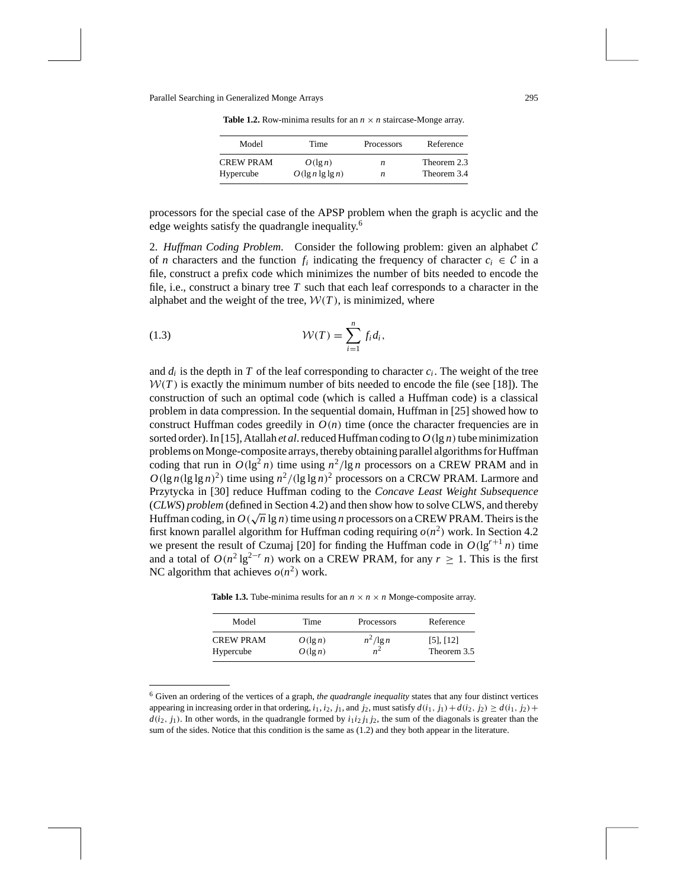**Table 1.2.** Row-minima results for an $n \times n$ staircase-Monge array.

| Model | Time | Processors | Reference |
|---|---|---|---|
| CREW PRAM | $O(\lg n)$ | $n$ | Theorem 2.3 |
| Hypercube | $O(\lg n \lg\lg n)$ | $n$ | Theorem 3.4 |

processors for the special case of the APSP problem when the graph is acyclic and the edge weights satisfy the quadrangle inequality.[6]

2. *Huffman Coding Problem*. Consider the following problem: given an alphabet $\mathcal{C}$ of $n$ characters and the function $f_i$ indicating the frequency of character $c_i \in \mathcal{C}$ in a file, construct a prefix code which minimizes the number of bits needed to encode the file, i.e., construct a binary tree $T$ such that each leaf corresponds to a character in the alphabet and the weight of the tree, $\mathcal{W}(T)$, is minimized, where

$$\mathcal{W}(T) = \sum_{i=1}^{n} f_i d_i, \tag{1.3}$$

and $d_i$ is the depth in $T$ of the leaf corresponding to character $c_i$. The weight of the tree $\mathcal{W}(T)$ is exactly the minimum number of bits needed to encode the file (see [18]). The construction of such an optimal code (which is called a Huffman code) is a classical problem in data compression. In the sequential domain, Huffman in [25] showed how to construct Huffman codes greedily in $O(n)$ time (once the character frequencies are in sorted order). In [15], Atallah *et al.* reduced Huffman coding to $O(\lg n)$ tube minimization problems on Monge-composite arrays, thereby obtaining parallel algorithms for Huffman coding that run in $O(\lg^2 n)$ time using $n^2/\lg n$ processors on a CREW PRAM and in $O(\lg n(\lg\lg n)^2)$ time using $n^2/(\lg\lg n)^2$ processors on a CRCW PRAM. Larmore and Przytycka in [30] reduce Huffman coding to the *Concave Least Weight Subsequence* (*CLWS*) *problem* (defined in Section 4.2) and then show how to solve CLWS, and thereby Huffman coding, in $O(\sqrt{n}\lg n)$ time using $n$ processors on a CREW PRAM. Theirs is the first known parallel algorithm for Huffman coding requiring $o(n^2)$ work. In Section 4.2 we present the result of Czumaj [20] for finding the Huffman code in $O(\lg^{r+1} n)$ time and a total of $O(n^2 \lg^{2-r} n)$ work on a CREW PRAM, for any $r \geq 1$. This is the first NC algorithm that achieves $o(n^2)$ work.

**Table 1.3.** Tube-minima results for an $n \times n \times n$ Monge-composite array.

| Model | Time | Processors | Reference |
|---|---|---|---|
| CREW PRAM | $O(\lg n)$ | $n^2/\lg n$ | [5], [12] |
| Hypercube | $O(\lg n)$ | $n^2$ | Theorem 3.5 |

[6] Given an ordering of the vertices of a graph, *the quadrangle inequality* states that any four distinct vertices appearing in increasing order in that ordering, $i_1, i_2, j_1$, and $j_2$, must satisfy $d(i_1, j_1) + d(i_2, j_2) \geq d(i_1, j_2) + d(i_2, j_1)$. In other words, in the quadrangle formed by $i_1 i_2 j_1 j_2$, the sum of the diagonals is greater than the sum of the sides. Notice that this condition is the same as (1.2) and they both appear in the literature.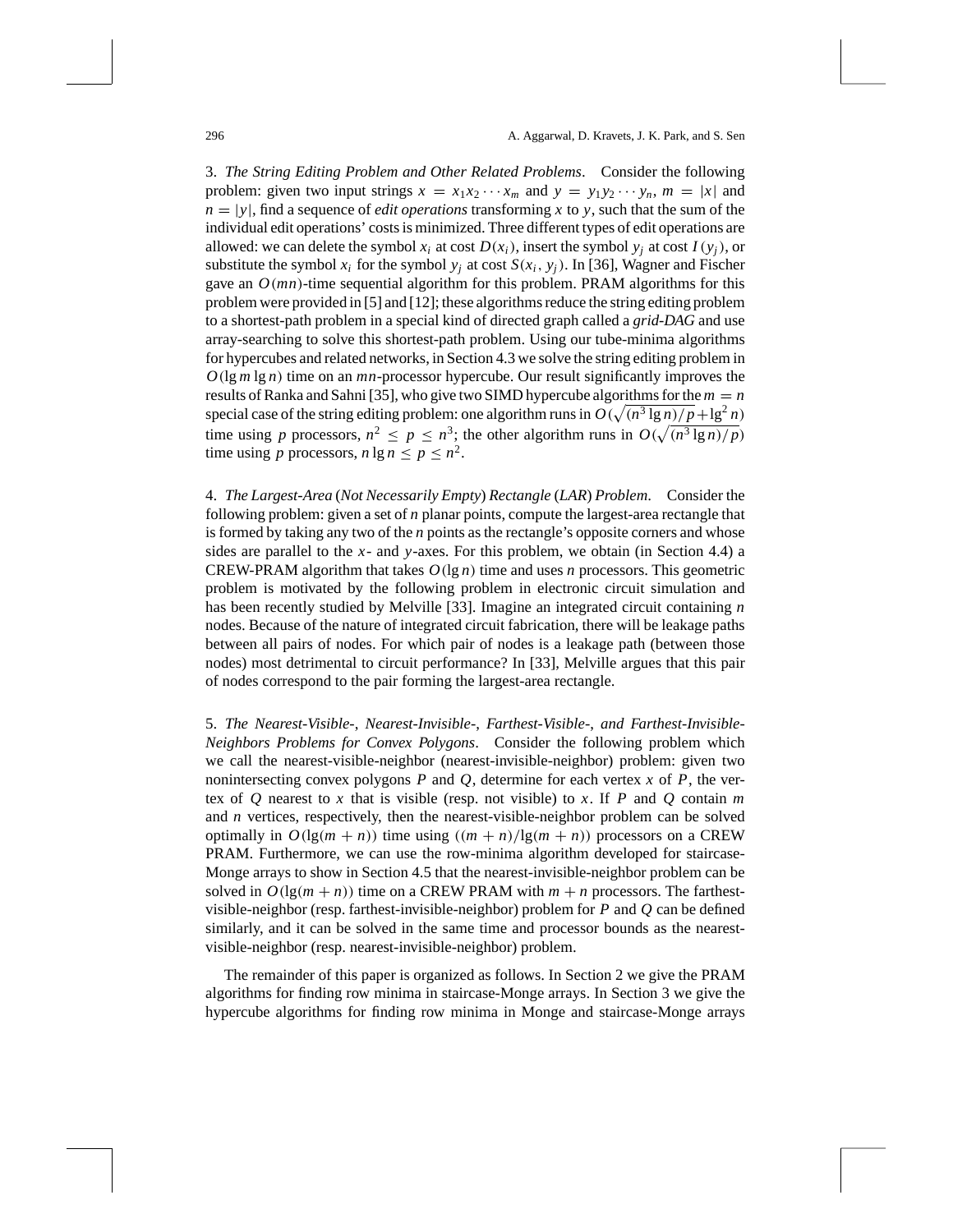3. *The String Editing Problem and Other Related Problems*. Consider the following problem: given two input strings $x = x_1 x_2 \cdots x_m$ and $y = y_1 y_2 \cdots y_n$, $m = |x|$ and $n = |y|$, find a sequence of *edit operations* transforming $x$ to $y$, such that the sum of the individual edit operations' costs is minimized. Three different types of edit operations are allowed: we can delete the symbol $x_i$ at cost $D(x_i)$, insert the symbol $y_j$ at cost $I(y_j)$, or substitute the symbol $x_i$ for the symbol $y_j$ at cost $S(x_i, y_j)$. In [36], Wagner and Fischer gave an $O(mn)$-time sequential algorithm for this problem. PRAM algorithms for this problem were provided in [5] and [12]; these algorithms reduce the string editing problem to a shortest-path problem in a special kind of directed graph called a *grid-DAG* and use array-searching to solve this shortest-path problem. Using our tube-minima algorithms for hypercubes and related networks, in Section 4.3 we solve the string editing problem in $O(\lg m \lg n)$ time on an $mn$-processor hypercube. Our result significantly improves the results of Ranka and Sahni [35], who give two SIMD hypercube algorithms for the $m = n$ special case of the string editing problem: one algorithm runs in $O(\sqrt{(n^3 \lg n)/p} + \lg^2 n)$ time using $p$ processors, $n^2 \leq p \leq n^3$; the other algorithm runs in $O(\sqrt{(n^3 \lg n)/p})$ time using $p$ processors, $n \lg n \leq p \leq n^2$.

4. *The Largest-Area (Not Necessarily Empty) Rectangle (LAR) Problem*. Consider the following problem: given a set of $n$ planar points, compute the largest-area rectangle that is formed by taking any two of the $n$ points as the rectangle's opposite corners and whose sides are parallel to the $x$- and $y$-axes. For this problem, we obtain (in Section 4.4) a CREW-PRAM algorithm that takes $O(\lg n)$ time and uses $n$ processors. This geometric problem is motivated by the following problem in electronic circuit simulation and has been recently studied by Melville [33]. Imagine an integrated circuit containing $n$ nodes. Because of the nature of integrated circuit fabrication, there will be leakage paths between all pairs of nodes. For which pair of nodes is a leakage path (between those nodes) most detrimental to circuit performance? In [33], Melville argues that this pair of nodes correspond to the pair forming the largest-area rectangle.

5. *The Nearest-Visible-, Nearest-Invisible-, Farthest-Visible-, and Farthest-Invisible-Neighbors Problems for Convex Polygons*. Consider the following problem which we call the nearest-visible-neighbor (nearest-invisible-neighbor) problem: given two nonintersecting convex polygons $P$ and $Q$, determine for each vertex $x$ of $P$, the vertex of $Q$ nearest to $x$ that is visible (resp. not visible) to $x$. If $P$ and $Q$ contain $m$ and $n$ vertices, respectively, then the nearest-visible-neighbor problem can be solved optimally in $O(\lg(m+n))$ time using $((m+n)/\lg(m+n))$ processors on a CREW PRAM. Furthermore, we can use the row-minima algorithm developed for staircase-Monge arrays to show in Section 4.5 that the nearest-invisible-neighbor problem can be solved in $O(\lg(m+n))$ time on a CREW PRAM with $m+n$ processors. The farthest-visible-neighbor (resp. farthest-invisible-neighbor) problem for $P$ and $Q$ can be defined similarly, and it can be solved in the same time and processor bounds as the nearest-visible-neighbor (resp. nearest-invisible-neighbor) problem.

The remainder of this paper is organized as follows. In Section 2 we give the PRAM algorithms for finding row minima in staircase-Monge arrays. In Section 3 we give the hypercube algorithms for finding row minima in Monge and staircase-Monge arrays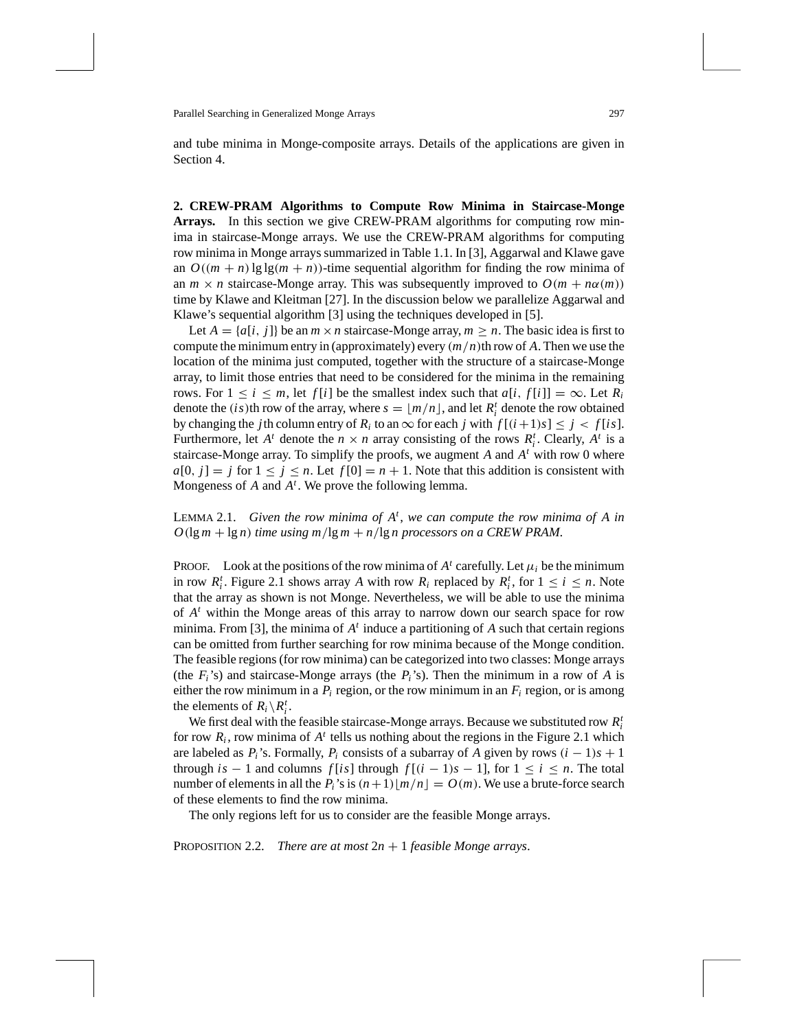and tube minima in Monge-composite arrays. Details of the applications are given in Section 4.

## 2. CREW-PRAM Algorithms to Compute Row Minima in Staircase-Monge Arrays.

In this section we give CREW-PRAM algorithms for computing row minima in staircase-Monge arrays. We use the CREW-PRAM algorithms for computing row minima in Monge arrays summarized in Table 1.1. In [3], Aggarwal and Klawe gave an $O((m+n)\lg\lg(m+n))$-time sequential algorithm for finding the row minima of an $m \times n$ staircase-Monge array. This was subsequently improved to $O(m + n\alpha(m))$ time by Klawe and Kleitman [27]. In the discussion below we parallelize Aggarwal and Klawe's sequential algorithm [3] using the techniques developed in [5].

Let $A = \{a[i, j]\}$ be an $m \times n$ staircase-Monge array, $m \geq n$. The basic idea is first to compute the minimum entry in (approximately) every $(m/n)$th row of $A$. Then we use the location of the minima just computed, together with the structure of a staircase-Monge array, to limit those entries that need to be considered for the minima in the remaining rows. For $1 \leq i \leq m$, let $f[i]$ be the smallest index such that $a[i, f[i]] = \infty$. Let $R_i$ denote the $(is)$th row of the array, where $s = \lfloor m/n \rfloor$, and let $R_i^t$ denote the row obtained by changing the $j$th column entry of $R_i$ to an $\infty$ for each $j$ with $f[(i+1)s] \leq j < f[is]$. Furthermore, let $A^t$ denote the $n \times n$ array consisting of the rows $R_i^t$. Clearly, $A^t$ is a staircase-Monge array. To simplify the proofs, we augment $A$ and $A^t$ with row 0 where $a[0, j] = j$ for $1 \leq j \leq n$. Let $f[0] = n + 1$. Note that this addition is consistent with Mongeness of $A$ and $A^t$. We prove the following lemma.

Lemma 2.1. *Given the row minima of $A^t$, we can compute the row minima of $A$ in $O(\lg m + \lg n)$ time using $m/\lg m + n/\lg n$ processors on a CREW PRAM.*

Proof. Look at the positions of the row minima of $A^t$ carefully. Let $\mu_i$ be the minimum in row $R_i^t$. Figure 2.1 shows array $A$ with row $R_i$ replaced by $R_i^t$, for $1 \leq i \leq n$. Note that the array as shown is not Monge. Nevertheless, we will be able to use the minima of $A^t$ within the Monge areas of this array to narrow down our search space for row minima. From [3], the minima of $A^t$ induce a partitioning of $A$ such that certain regions can be omitted from further searching for row minima because of the Monge condition. The feasible regions (for row minima) can be categorized into two classes: Monge arrays (the $F_i$'s) and staircase-Monge arrays (the $P_i$'s). Then the minimum in a row of $A$ is either the row minimum in a $P_i$ region, or the row minimum in an $F_i$ region, or is among the elements of $R_i \backslash R_i^t$.

We first deal with the feasible staircase-Monge arrays. Because we substituted row $R_i^t$ for row $R_i$, row minima of $A^t$ tells us nothing about the regions in the Figure 2.1 which are labeled as $P_i$'s. Formally, $P_i$ consists of a subarray of $A$ given by rows $(i-1)s + 1$ through $is - 1$ and columns $f[is]$ through $f[(i-1)s - 1]$, for $1 \leq i \leq n$. The total number of elements in all the $P_i$'s is $(n+1)\lfloor m/n \rfloor = O(m)$. We use a brute-force search of these elements to find the row minima.

The only regions left for us to consider are the feasible Monge arrays.

Proposition 2.2. *There are at most $2n + 1$ feasible Monge arrays.*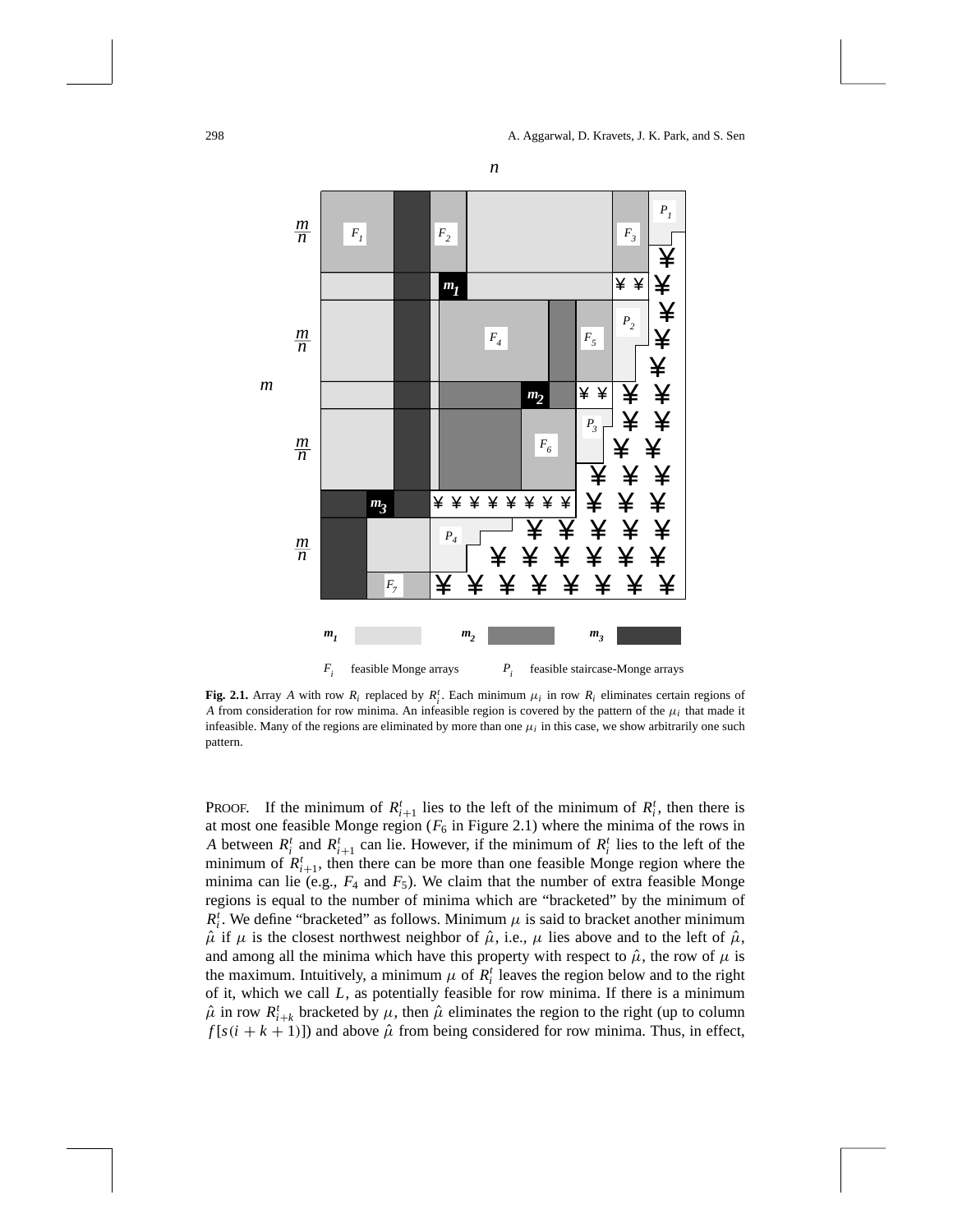**Fig. 2.1.** Array $A$ with row $R_i$ replaced by $R_i^t$. Each minimum $\mu_i$ in row $R_i$ eliminates certain regions of $A$ from consideration for row minima. An infeasible region is covered by the pattern of the $\mu_i$ that made it infeasible. Many of the regions are eliminated by more than one $\mu_i$ in this case, we show arbitrarily one such pattern.

PROOF. If the minimum of $R_{i+1}^t$ lies to the left of the minimum of $R_i^t$, then there is at most one feasible Monge region ($F_6$ in Figure 2.1) where the minima of the rows in $A$ between $R_i^t$ and $R_{i+1}^t$ can lie. However, if the minimum of $R_i^t$ lies to the left of the minimum of $R_{i+1}^t$, then there can be more than one feasible Monge region where the minima can lie (e.g., $F_4$ and $F_5$). We claim that the number of extra feasible Monge regions is equal to the number of minima which are "bracketed" by the minimum of $R_i^t$. We define "bracketed" as follows. Minimum $\mu$ is said to bracket another minimum $\hat{\mu}$ if $\mu$ is the closest northwest neighbor of $\hat{\mu}$, i.e., $\mu$ lies above and to the left of $\hat{\mu}$, and among all the minima which have this property with respect to $\hat{\mu}$, the row of $\mu$ is the maximum. Intuitively, a minimum $\mu$ of $R_i^t$ leaves the region below and to the right of it, which we call $L$, as potentially feasible for row minima. If there is a minimum $\hat{\mu}$ in row $R_{i+k}^t$ bracketed by $\mu$, then $\hat{\mu}$ eliminates the region to the right (up to column $f[s(i+k+1)]$) and above $\hat{\mu}$ from being considered for row minima. Thus, in effect,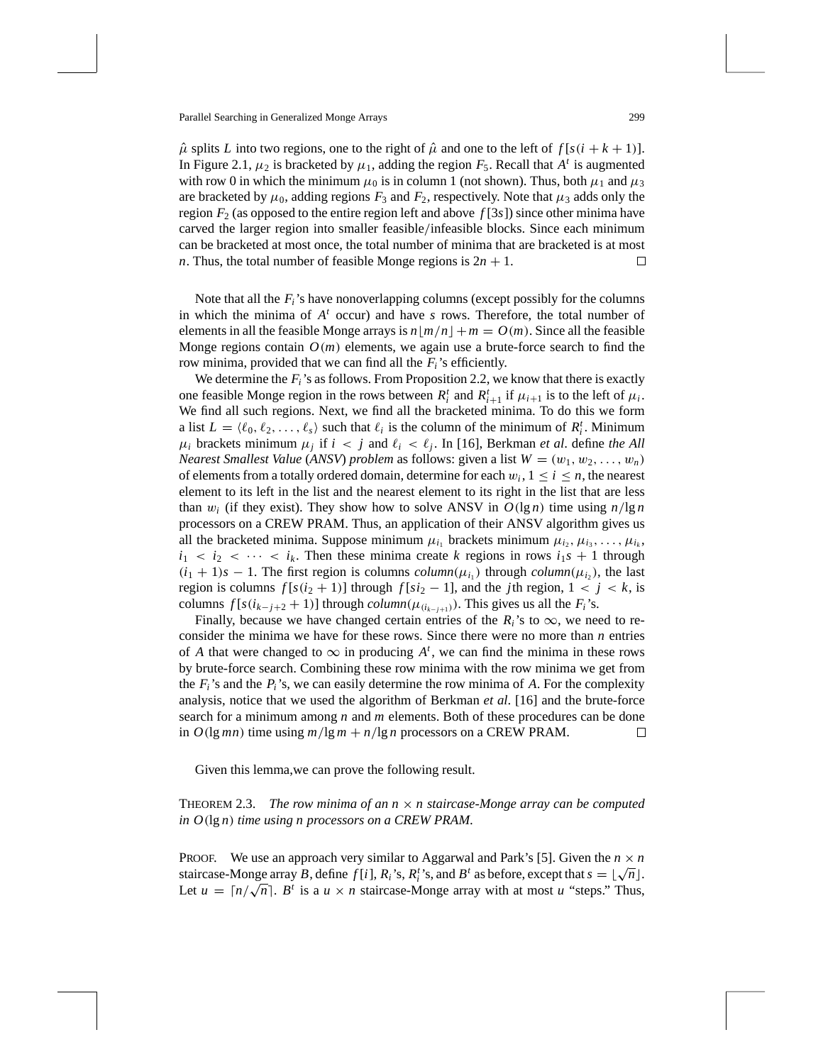$\hat{\mu}$ splits $L$ into two regions, one to the right of $\hat{\mu}$ and one to the left of $f[s(i+k+1)]$. In Figure 2.1, $\mu_2$ is bracketed by $\mu_1$, adding the region $F_5$. Recall that $A^t$ is augmented with row 0 in which the minimum $\mu_0$ is in column 1 (not shown). Thus, both $\mu_1$ and $\mu_3$ are bracketed by $\mu_0$, adding regions $F_3$ and $F_2$, respectively. Note that $\mu_3$ adds only the region $F_2$ (as opposed to the entire region left and above $f[3s]$) since other minima have carved the larger region into smaller feasible/infeasible blocks. Since each minimum can be bracketed at most once, the total number of minima that are bracketed is at most $n$. Thus, the total number of feasible Monge regions is $2n+1$. □

Note that all the $F_i$'s have nonoverlapping columns (except possibly for the columns in which the minima of $A^t$ occur) and have $s$ rows. Therefore, the total number of elements in all the feasible Monge arrays is $n\lfloor m/n \rfloor + m = O(m)$. Since all the feasible Monge regions contain $O(m)$ elements, we again use a brute-force search to find the row minima, provided that we can find all the $F_i$'s efficiently.

We determine the $F_i$'s as follows. From Proposition 2.2, we know that there is exactly one feasible Monge region in the rows between $R_i^t$ and $R_{i+1}^t$ if $\mu_{i+1}$ is to the left of $\mu_i$. We find all such regions. Next, we find all the bracketed minima. To do this we form a list $L = \langle \ell_0, \ell_2, \ldots, \ell_s \rangle$ such that $\ell_i$ is the column of the minimum of $R_i^t$. Minimum $\mu_i$ brackets minimum $\mu_j$ if $i < j$ and $\ell_i < \ell_j$. In [16], Berkman *et al*. define *the All Nearest Smallest Value* (*ANSV*) *problem* as follows: given a list $W = (w_1, w_2, \ldots, w_n)$ of elements from a totally ordered domain, determine for each $w_i$, $1 \le i \le n$, the nearest element to its left in the list and the nearest element to its right in the list that are less than $w_i$ (if they exist). They show how to solve ANSV in $O(\lg n)$ time using $n/\lg n$ processors on a CREW PRAM. Thus, an application of their ANSV algorithm gives us all the bracketed minima. Suppose minimum $\mu_{i_1}$ brackets minimum $\mu_{i_2}, \mu_{i_3}, \ldots, \mu_{i_k}$, $i_1 < i_2 < \cdots < i_k$. Then these minima create $k$ regions in rows $i_1 s + 1$ through $(i_1+1)s - 1$. The first region is columns $column(\mu_{i_1})$ through $column(\mu_{i_2})$, the last region is columns $f[s(i_2+1)]$ through $f[si_2 - 1]$, and the $j$th region, $1 < j < k$, is columns $f[s(i_{k-j+2}+1)]$ through $column(\mu_{(i_{k-j+1})})$. This gives us all the $F_i$'s.

Finally, because we have changed certain entries of the $R_i$'s to $\infty$, we need to reconsider the minima we have for these rows. Since there were no more than $n$ entries of $A$ that were changed to $\infty$ in producing $A^t$, we can find the minima in these rows by brute-force search. Combining these row minima with the row minima we get from the $F_i$'s and the $P_i$'s, we can easily determine the row minima of $A$. For the complexity analysis, notice that we used the algorithm of Berkman *et al*. [16] and the brute-force search for a minimum among $n$ and $m$ elements. Both of these procedures can be done in $O(\lg mn)$ time using $m/\lg m + n/\lg n$ processors on a CREW PRAM. □

Given this lemma,we can prove the following result.

THEOREM 2.3. *The row minima of an $n \times n$ staircase-Monge array can be computed in $O(\lg n)$ time using $n$ processors on a CREW PRAM.*

PROOF. We use an approach very similar to Aggarwal and Park's [5]. Given the $n \times n$ staircase-Monge array $B$, define $f[i]$, $R_i$'s, $R_i^t$'s, and $B^t$ as before, except that $s = \lfloor \sqrt{n} \rfloor$. Let $u = \lceil n/\sqrt{n} \rceil$. $B^t$ is a $u \times n$ staircase-Monge array with at most $u$ "steps." Thus,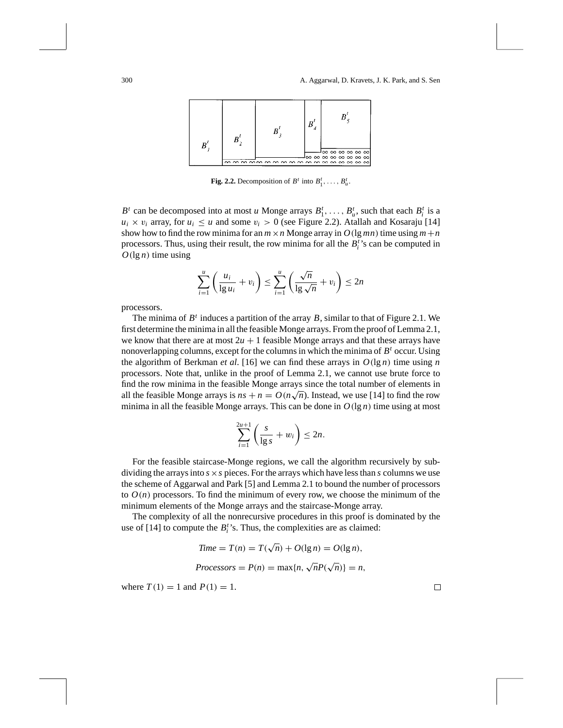**Fig. 2.2.** Decomposition of $B^t$ into $B_1^t, \ldots, B_u^t$.

$B^t$ can be decomposed into at most $u$ Monge arrays $B_1^t, \ldots, B_u^t$, such that each $B_i^t$ is a $u_i \times v_i$ array, for $u_i \leq u$ and some $v_i > 0$ (see Figure 2.2). Atallah and Kosaraju [14] show how to find the row minima for an $m \times n$ Monge array in $O(\lg mn)$ time using $m+n$ processors. Thus, using their result, the row minima for all the $B_i^t$'s can be computed in $O(\lg n)$ time using

$$\sum_{i=1}^{u} \left( \frac{u_i}{\lg u_i} + v_i \right) \leq \sum_{i=1}^{u} \left( \frac{\sqrt{n}}{\lg \sqrt{n}} + v_i \right) \leq 2n$$

processors.

The minima of $B^t$ induces a partition of the array $B$, similar to that of Figure 2.1. We first determine the minima in all the feasible Monge arrays. From the proof of Lemma 2.1, we know that there are at most $2u+1$ feasible Monge arrays and that these arrays have nonoverlapping columns, except for the columns in which the minima of $B^t$ occur. Using the algorithm of Berkman *et al*. [16] we can find these arrays in $O(\lg n)$ time using $n$ processors. Note that, unlike in the proof of Lemma 2.1, we cannot use brute force to find the row minima in the feasible Monge arrays since the total number of elements in all the feasible Monge arrays is $ns + n = O(n\sqrt{n})$. Instead, we use [14] to find the row minima in all the feasible Monge arrays. This can be done in $O(\lg n)$ time using at most

$$\sum_{i=1}^{2u+1} \left( \frac{s}{\lg s} + w_i \right) \leq 2n.$$

For the feasible staircase-Monge regions, we call the algorithm recursively by subdividing the arrays into $s \times s$ pieces. For the arrays which have less than $s$ columns we use the scheme of Aggarwal and Park [5] and Lemma 2.1 to bound the number of processors to $O(n)$ processors. To find the minimum of every row, we choose the minimum of the minimum elements of the Monge arrays and the staircase-Monge array.

The complexity of all the nonrecursive procedures in this proof is dominated by the use of [14] to compute the $B_i^t$'s. Thus, the complexities are as claimed:

$$\mathit{Time} = T(n) = T(\sqrt{n}) + O(\lg n) = O(\lg n),$$

$$\mathit{Processors} = P(n) = \max\{n, \sqrt{n}P(\sqrt{n})\} = n,$$

where $T(1) = 1$ and $P(1) = 1$. □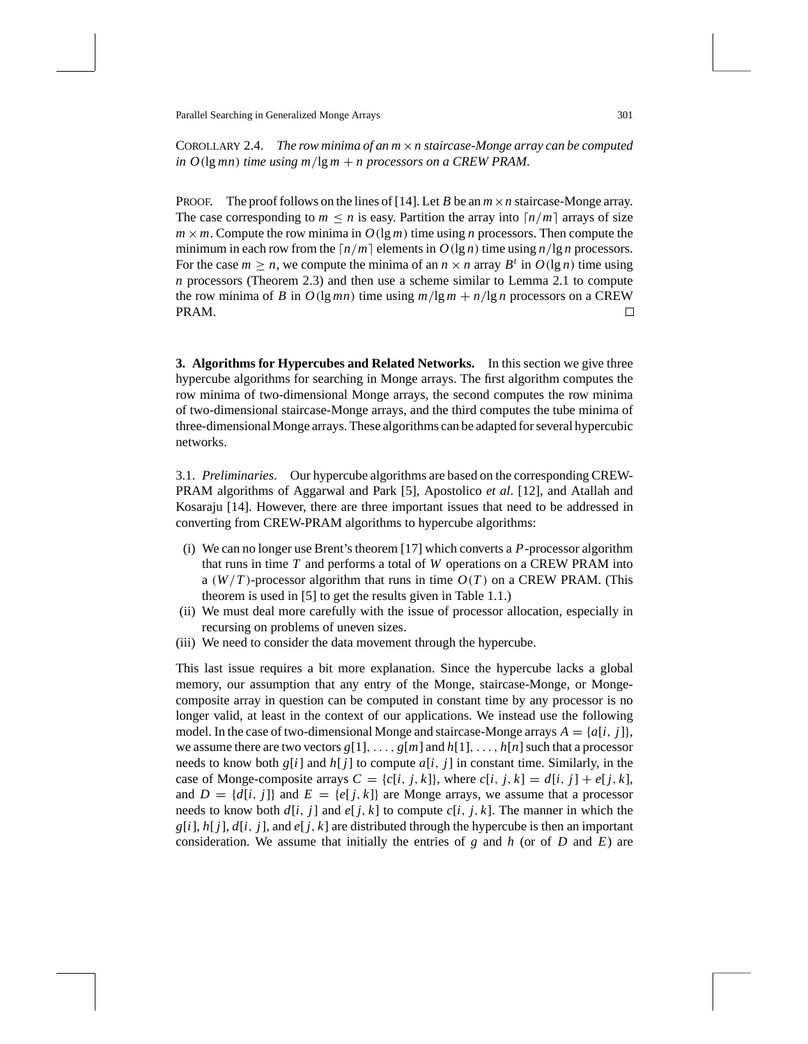COROLLARY 2.4. *The row minima of an $m \times n$ staircase-Monge array can be computed in $O(\lg mn)$ time using $m/\lg m + n$ processors on a CREW PRAM.*

PROOF. The proof follows on the lines of [14]. Let $B$ be an $m \times n$ staircase-Monge array. The case corresponding to $m \leq n$ is easy. Partition the array into $\lceil n/m \rceil$ arrays of size $m \times m$. Compute the row minima in $O(\lg m)$ time using $n$ processors. Then compute the minimum in each row from the $\lceil n/m \rceil$ elements in $O(\lg n)$ time using $n/\lg n$ processors. For the case $m \geq n$, we compute the minima of an $n \times n$ array $B^t$ in $O(\lg n)$ time using $n$ processors (Theorem 2.3) and then use a scheme similar to Lemma 2.1 to compute the row minima of $B$ in $O(\lg mn)$ time using $m/\lg m + n/\lg n$ processors on a CREW PRAM. □

**3. Algorithms for Hypercubes and Related Networks.** In this section we give three hypercube algorithms for searching in Monge arrays. The first algorithm computes the row minima of two-dimensional Monge arrays, the second computes the row minima of two-dimensional staircase-Monge arrays, and the third computes the tube minima of three-dimensional Monge arrays. These algorithms can be adapted for several hypercubic networks.

3.1. *Preliminaries*. Our hypercube algorithms are based on the corresponding CREW-PRAM algorithms of Aggarwal and Park [5], Apostolico *et al*. [12], and Atallah and Kosaraju [14]. However, there are three important issues that need to be addressed in converting from CREW-PRAM algorithms to hypercube algorithms:

- (i) We can no longer use Brent's theorem [17] which converts a $P$-processor algorithm that runs in time $T$ and performs a total of $W$ operations on a CREW PRAM into a $(W/T)$-processor algorithm that runs in time $O(T)$ on a CREW PRAM. (This theorem is used in [5] to get the results given in Table 1.1.)
- (ii) We must deal more carefully with the issue of processor allocation, especially in recursing on problems of uneven sizes.
- (iii) We need to consider the data movement through the hypercube.

This last issue requires a bit more explanation. Since the hypercube lacks a global memory, our assumption that any entry of the Monge, staircase-Monge, or Monge-composite array in question can be computed in constant time by any processor is no longer valid, at least in the context of our applications. We instead use the following model. In the case of two-dimensional Monge and staircase-Monge arrays $A = \{a[i, j]\}$, we assume there are two vectors $g[1], \ldots, g[m]$ and $h[1], \ldots, h[n]$ such that a processor needs to know both $g[i]$ and $h[j]$ to compute $a[i, j]$ in constant time. Similarly, in the case of Monge-composite arrays $C = \{c[i, j, k]\}$, where $c[i, j, k] = d[i, j] + e[j, k]$, and $D = \{d[i, j]\}$ and $E = \{e[j, k]\}$ are Monge arrays, we assume that a processor needs to know both $d[i, j]$ and $e[j, k]$ to compute $c[i, j, k]$. The manner in which the $g[i]$, $h[j]$, $d[i, j]$, and $e[j, k]$ are distributed through the hypercube is then an important consideration. We assume that initially the entries of $g$ and $h$ (or of $D$ and $E$) are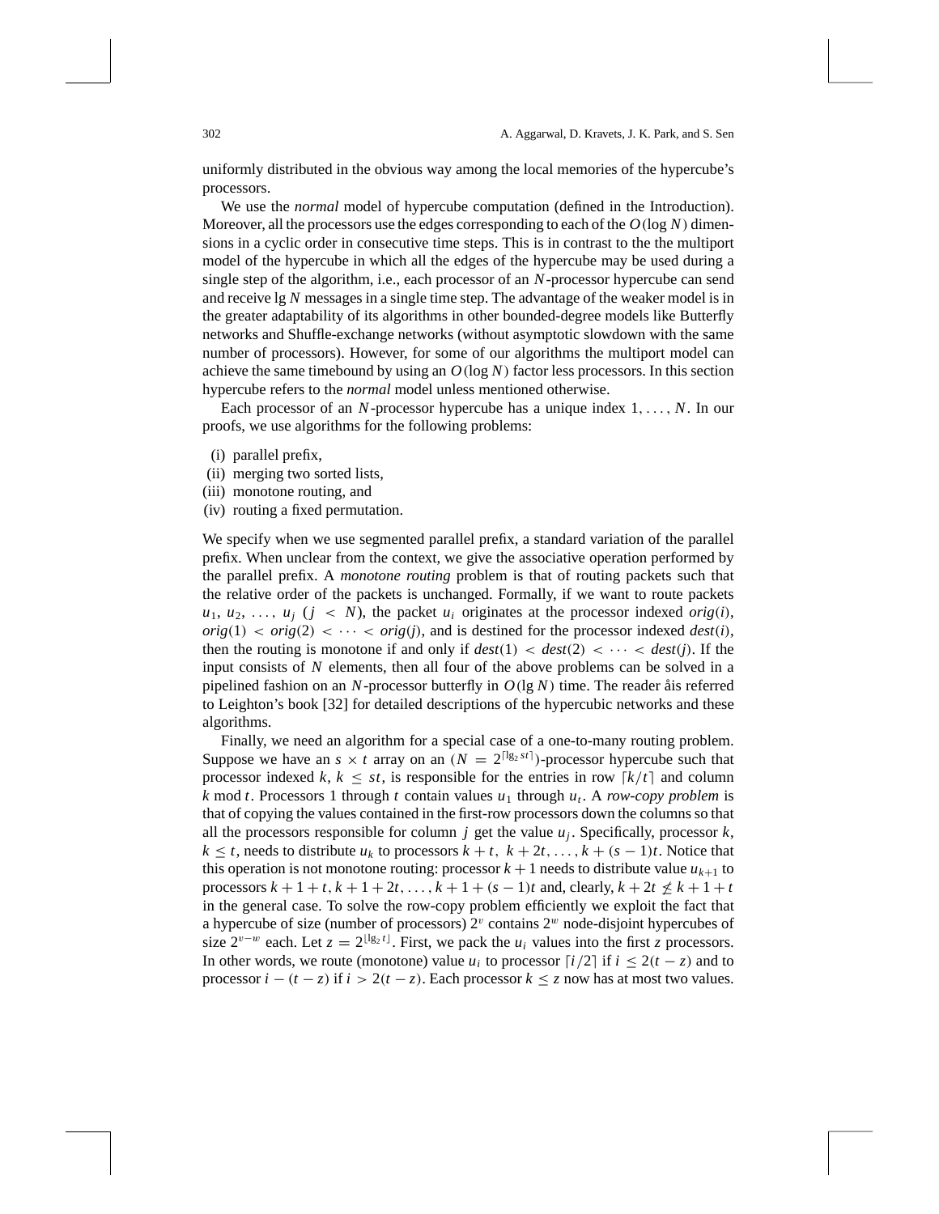uniformly distributed in the obvious way among the local memories of the hypercube's processors.

We use the *normal* model of hypercube computation (defined in the Introduction). Moreover, all the processors use the edges corresponding to each of the $O(\log N)$ dimensions in a cyclic order in consecutive time steps. This is in contrast to the the multiport model of the hypercube in which all the edges of the hypercube may be used during a single step of the algorithm, i.e., each processor of an $N$-processor hypercube can send and receive $\lg N$ messages in a single time step. The advantage of the weaker model is in the greater adaptability of its algorithms in other bounded-degree models like Butterfly networks and Shuffle-exchange networks (without asymptotic slowdown with the same number of processors). However, for some of our algorithms the multiport model can achieve the same timebound by using an $O(\log N)$ factor less processors. In this section hypercube refers to the *normal* model unless mentioned otherwise.

Each processor of an $N$-processor hypercube has a unique index $1, \ldots, N$. In our proofs, we use algorithms for the following problems:

(i) parallel prefix,
(ii) merging two sorted lists,
(iii) monotone routing, and
(iv) routing a fixed permutation.

We specify when we use segmented parallel prefix, a standard variation of the parallel prefix. When unclear from the context, we give the associative operation performed by the parallel prefix. A *monotone routing* problem is that of routing packets such that the relative order of the packets is unchanged. Formally, if we want to route packets $u_1, u_2, \ldots, u_j$ $(j < N)$, the packet $u_i$ originates at the processor indexed $orig(i)$, $orig(1) < orig(2) < \cdots < orig(j)$, and is destined for the processor indexed $dest(i)$, then the routing is monotone if and only if $dest(1) < dest(2) < \cdots < dest(j)$. If the input consists of $N$ elements, then all four of the above problems can be solved in a pipelined fashion on an $N$-processor butterfly in $O(\lg N)$ time. The reader åis referred to Leighton's book [32] for detailed descriptions of the hypercubic networks and these algorithms.

Finally, we need an algorithm for a special case of a one-to-many routing problem. Suppose we have an $s \times t$ array on an $(N = 2^{\lceil \lg_2 st \rceil})$-processor hypercube such that processor indexed $k$, $k \leq st$, is responsible for the entries in row $\lceil k/t \rceil$ and column $k \bmod t$. Processors 1 through $t$ contain values $u_1$ through $u_t$. A *row-copy problem* is that of copying the values contained in the first-row processors down the columns so that all the processors responsible for column $j$ get the value $u_j$. Specifically, processor $k$, $k \leq t$, needs to distribute $u_k$ to processors $k+t,\ k+2t, \ldots, k+(s-1)t$. Notice that this operation is not monotone routing: processor $k+1$ needs to distribute value $u_{k+1}$ to processors $k+1+t, k+1+2t, \ldots, k+1+(s-1)t$ and, clearly, $k+2t \not\leq k+1+t$ in the general case. To solve the row-copy problem efficiently we exploit the fact that a hypercube of size (number of processors) $2^v$ contains $2^w$ node-disjoint hypercubes of size $2^{v-w}$ each. Let $z = 2^{\lfloor \lg_2 t \rfloor}$. First, we pack the $u_i$ values into the first $z$ processors. In other words, we route (monotone) value $u_i$ to processor $\lceil i/2 \rceil$ if $i \leq 2(t-z)$ and to processor $i-(t-z)$ if $i > 2(t-z)$. Each processor $k \leq z$ now has at most two values.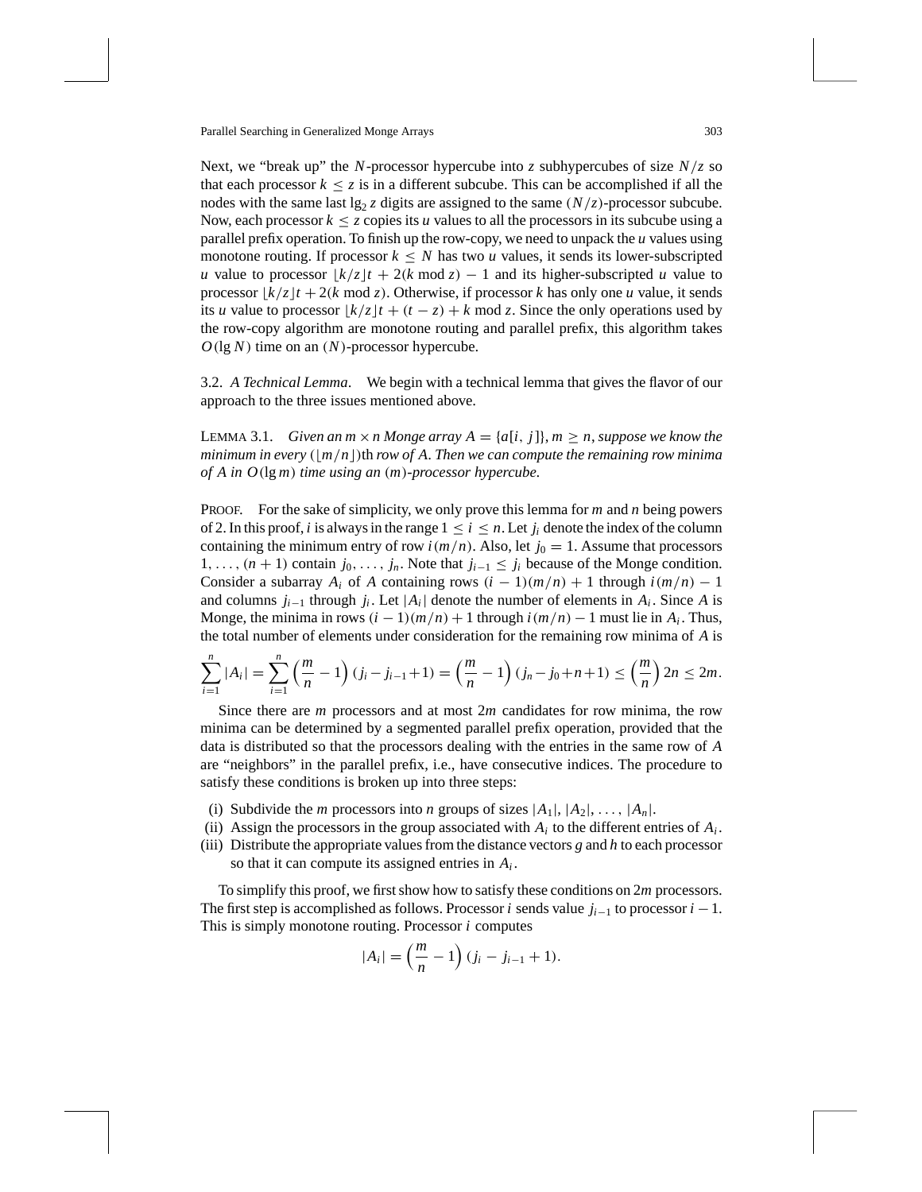Next, we "break up" the $N$-processor hypercube into $z$ subhypercubes of size $N/z$ so that each processor $k \leq z$ is in a different subcube. This can be accomplished if all the nodes with the same last $\lg_2 z$ digits are assigned to the same $(N/z)$-processor subcube. Now, each processor $k \leq z$ copies its $u$ values to all the processors in its subcube using a parallel prefix operation. To finish up the row-copy, we need to unpack the $u$ values using monotone routing. If processor $k \leq N$ has two $u$ values, it sends its lower-subscripted $u$ value to processor $\lfloor k/z \rfloor t + 2(k \bmod z) - 1$ and its higher-subscripted $u$ value to processor $\lfloor k/z \rfloor t + 2(k \bmod z)$. Otherwise, if processor $k$ has only one $u$ value, it sends its $u$ value to processor $\lfloor k/z \rfloor t + (t - z) + k \bmod z$. Since the only operations used by the row-copy algorithm are monotone routing and parallel prefix, this algorithm takes $O(\lg N)$ time on an $(N)$-processor hypercube.

3.2. *A Technical Lemma*. We begin with a technical lemma that gives the flavor of our approach to the three issues mentioned above.

LEMMA 3.1. *Given an $m \times n$ Monge array $A = \{a[i, j]\}$, $m \geq n$, suppose we know the minimum in every $(\lfloor m/n \rfloor)$th row of $A$. Then we can compute the remaining row minima of $A$ in $O(\lg m)$ time using an $(m)$-processor hypercube.*

PROOF. For the sake of simplicity, we only prove this lemma for $m$ and $n$ being powers of 2. In this proof, $i$ is always in the range $1 \leq i \leq n$. Let $j_i$ denote the index of the column containing the minimum entry of row $i(m/n)$. Also, let $j_0 = 1$. Assume that processors $1, \ldots, (n+1)$ contain $j_0, \ldots, j_n$. Note that $j_{i-1} \leq j_i$ because of the Monge condition. Consider a subarray $A_i$ of $A$ containing rows $(i-1)(m/n) + 1$ through $i(m/n) - 1$ and columns $j_{i-1}$ through $j_i$. Let $|A_i|$ denote the number of elements in $A_i$. Since $A$ is Monge, the minima in rows $(i-1)(m/n) + 1$ through $i(m/n) - 1$ must lie in $A_i$. Thus, the total number of elements under consideration for the remaining row minima of $A$ is

$$\sum_{i=1}^{n} |A_i| = \sum_{i=1}^{n} \left(\frac{m}{n} - 1\right)(j_i - j_{i-1} + 1) = \left(\frac{m}{n} - 1\right)(j_n - j_0 + n + 1) \leq \left(\frac{m}{n}\right) 2n \leq 2m.$$

Since there are $m$ processors and at most $2m$ candidates for row minima, the row minima can be determined by a segmented parallel prefix operation, provided that the data is distributed so that the processors dealing with the entries in the same row of $A$ are "neighbors" in the parallel prefix, i.e., have consecutive indices. The procedure to satisfy these conditions is broken up into three steps:

(i) Subdivide the $m$ processors into $n$ groups of sizes $|A_1|, |A_2|, \ldots, |A_n|$.
(ii) Assign the processors in the group associated with $A_i$ to the different entries of $A_i$.
(iii) Distribute the appropriate values from the distance vectors $g$ and $h$ to each processor so that it can compute its assigned entries in $A_i$.

To simplify this proof, we first show how to satisfy these conditions on $2m$ processors. The first step is accomplished as follows. Processor $i$ sends value $j_{i-1}$ to processor $i - 1$. This is simply monotone routing. Processor $i$ computes

$$|A_i| = \left(\frac{m}{n} - 1\right)(j_i - j_{i-1} + 1).$$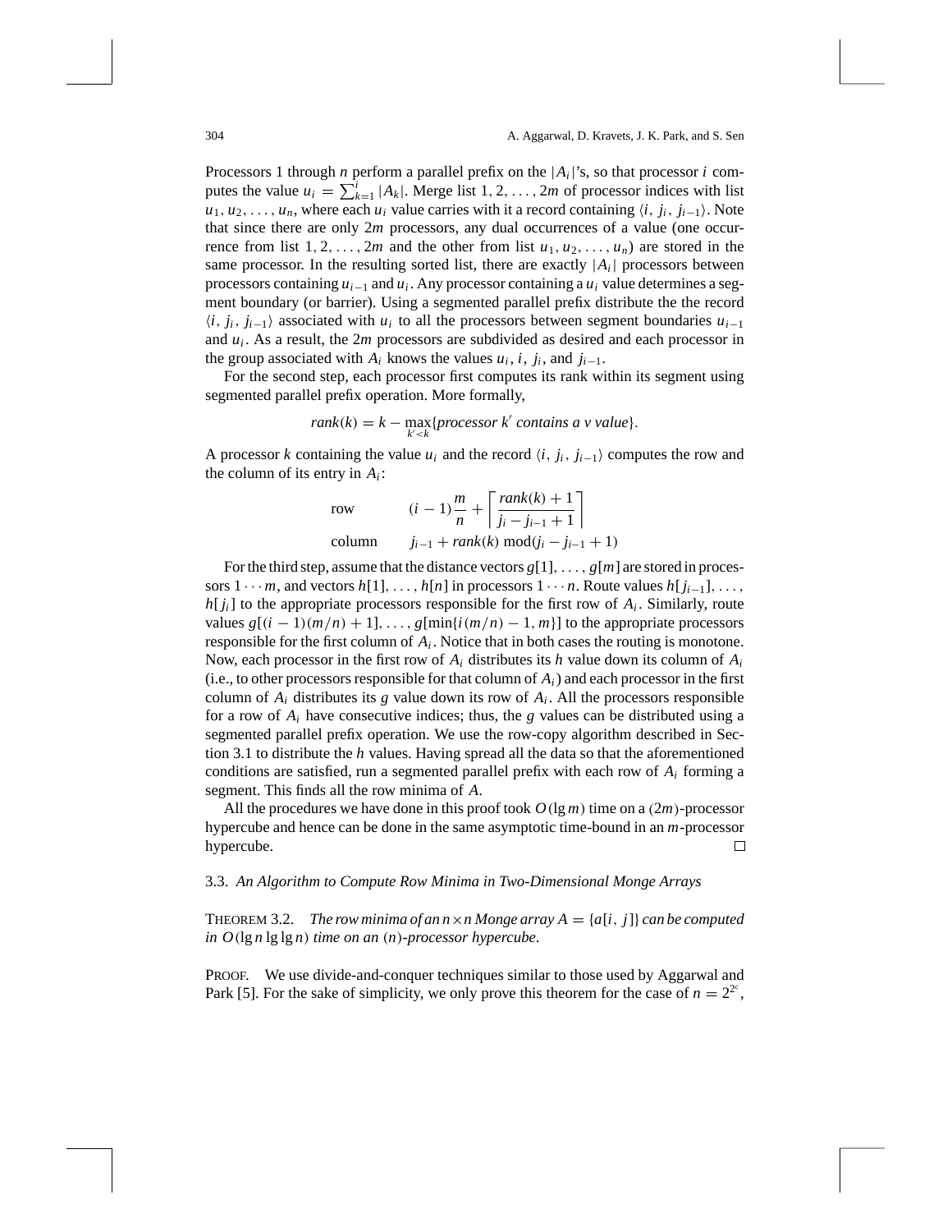Processors 1 through $n$ perform a parallel prefix on the $|A_i|$'s, so that processor $i$ computes the value $u_i = \sum_{k=1}^{i} |A_k|$. Merge list $1, 2, \ldots, 2m$ of processor indices with list $u_1, u_2, \ldots, u_n$, where each $u_i$ value carries with it a record containing $\langle i, j_i, j_{i-1} \rangle$. Note that since there are only $2m$ processors, any dual occurrences of a value (one occurrence from list $1, 2, \ldots, 2m$ and the other from list $u_1, u_2, \ldots, u_n$) are stored in the same processor. In the resulting sorted list, there are exactly $|A_i|$ processors between processors containing $u_{i-1}$ and $u_i$. Any processor containing a $u_i$ value determines a segment boundary (or barrier). Using a segmented parallel prefix distribute the the record $\langle i, j_i, j_{i-1} \rangle$ associated with $u_i$ to all the processors between segment boundaries $u_{i-1}$ and $u_i$. As a result, the $2m$ processors are subdivided as desired and each processor in the group associated with $A_i$ knows the values $u_i$, $i$, $j_i$, and $j_{i-1}$.

For the second step, each processor first computes its rank within its segment using segmented parallel prefix operation. More formally,

$$rank(k) = k - \max_{k' < k}\{\textit{processor } k' \textit{ contains a } v \textit{ value}\}.$$

A processor $k$ containing the value $u_i$ and the record $\langle i, j_i, j_{i-1} \rangle$ computes the row and the column of its entry in $A_i$:

$$\begin{array}{ll} \text{row} & (i-1)\dfrac{m}{n} + \left\lceil \dfrac{rank(k) + 1}{j_i - j_{i-1} + 1} \right\rceil \\ \text{column} & j_{i-1} + rank(k) \bmod (j_i - j_{i-1} + 1) \end{array}$$

For the third step, assume that the distance vectors $g[1], \ldots, g[m]$ are stored in processors $1 \cdots m$, and vectors $h[1], \ldots, h[n]$ in processors $1 \cdots n$. Route values $h[j_{i-1}], \ldots, h[j_i]$ to the appropriate processors responsible for the first row of $A_i$. Similarly, route values $g[(i-1)(m/n) + 1], \ldots, g[\min\{i(m/n) - 1, m\}]$ to the appropriate processors responsible for the first column of $A_i$. Notice that in both cases the routing is monotone. Now, each processor in the first row of $A_i$ distributes its $h$ value down its column of $A_i$ (i.e., to other processors responsible for that column of $A_i$) and each processor in the first column of $A_i$ distributes its $g$ value down its row of $A_i$. All the processors responsible for a row of $A_i$ have consecutive indices; thus, the $g$ values can be distributed using a segmented parallel prefix operation. We use the row-copy algorithm described in Section 3.1 to distribute the $h$ values. Having spread all the data so that the aforementioned conditions are satisfied, run a segmented parallel prefix with each row of $A_i$ forming a segment. This finds all the row minima of $A$.

All the procedures we have done in this proof took $O(\lg m)$ time on a $(2m)$-processor hypercube and hence can be done in the same asymptotic time-bound in an $m$-processor hypercube. □

### 3.3. *An Algorithm to Compute Row Minima in Two-Dimensional Monge Arrays*

THEOREM 3.2. *The row minima of an $n \times n$ Monge array $A = \{a[i, j]\}$ can be computed in $O(\lg n \lg \lg n)$ time on an $(n)$-processor hypercube.*

PROOF. We use divide-and-conquer techniques similar to those used by Aggarwal and Park [5]. For the sake of simplicity, we only prove this theorem for the case of $n = 2^{2^c}$,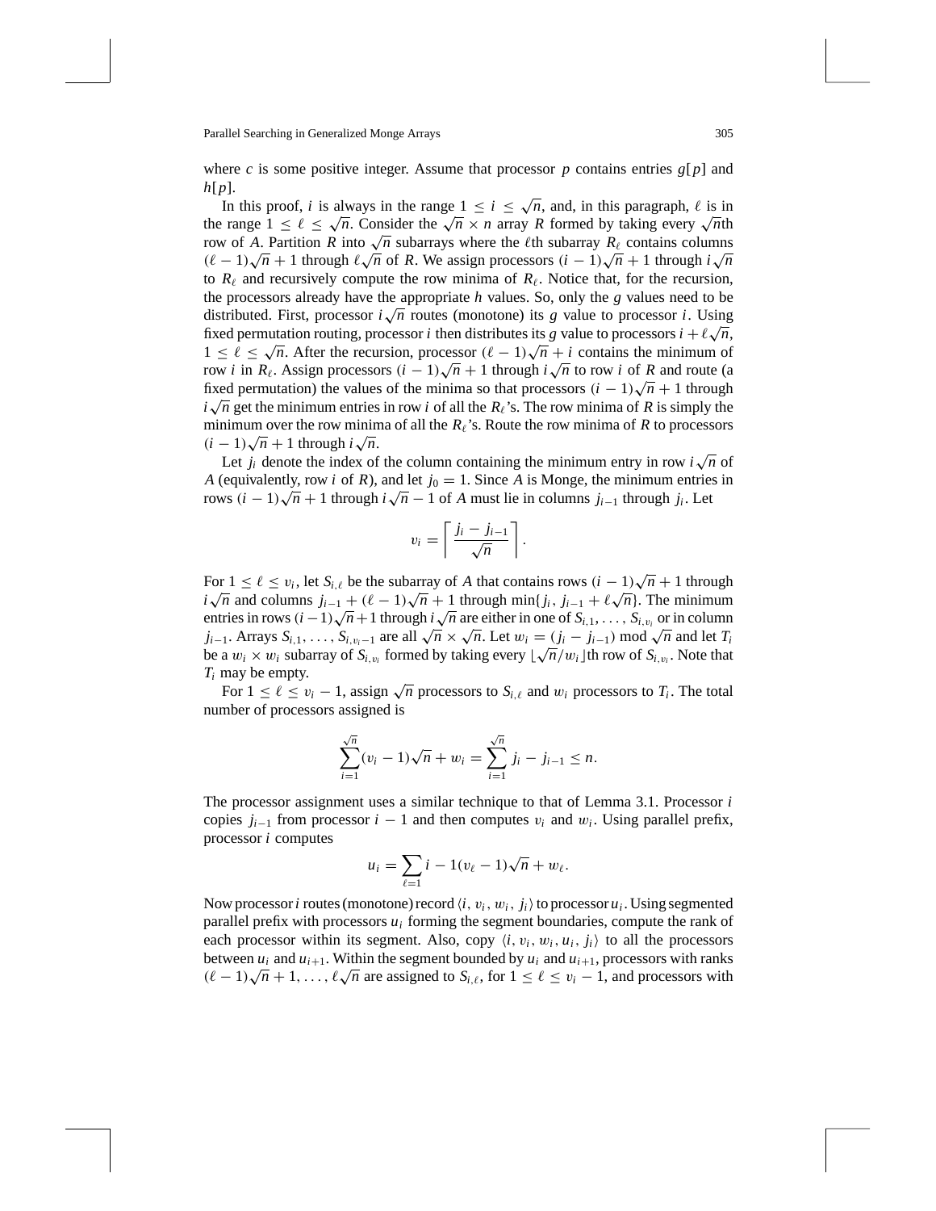where $c$ is some positive integer. Assume that processor $p$ contains entries $g[p]$ and $h[p]$.

In this proof, $i$ is always in the range $1 \le i \le \sqrt{n}$, and, in this paragraph, $\ell$ is in the range $1 \le \ell \le \sqrt{n}$. Consider the $\sqrt{n} \times n$ array $R$ formed by taking every $\sqrt{n}$th row of $A$. Partition $R$ into $\sqrt{n}$ subarrays where the $\ell$th subarray $R_\ell$ contains columns $(\ell - 1)\sqrt{n} + 1$ through $\ell\sqrt{n}$ of $R$. We assign processors $(i-1)\sqrt{n} + 1$ through $i\sqrt{n}$ to $R_\ell$ and recursively compute the row minima of $R_\ell$. Notice that, for the recursion, the processors already have the appropriate $h$ values. So, only the $g$ values need to be distributed. First, processor $i\sqrt{n}$ routes (monotone) its $g$ value to processor $i$. Using fixed permutation routing, processor $i$ then distributes its $g$ value to processors $i + \ell\sqrt{n}$, $1 \le \ell \le \sqrt{n}$. After the recursion, processor $(\ell - 1)\sqrt{n} + i$ contains the minimum of row $i$ in $R_\ell$. Assign processors $(i-1)\sqrt{n} + 1$ through $i\sqrt{n}$ to row $i$ of $R$ and route (a fixed permutation) the values of the minima so that processors $(i-1)\sqrt{n} + 1$ through $i\sqrt{n}$ get the minimum entries in row $i$ of all the $R_\ell$'s. The row minima of $R$ is simply the minimum over the row minima of all the $R_\ell$'s. Route the row minima of $R$ to processors $(i-1)\sqrt{n} + 1$ through $i\sqrt{n}$.

Let $j_i$ denote the index of the column containing the minimum entry in row $i\sqrt{n}$ of $A$ (equivalently, row $i$ of $R$), and let $j_0 = 1$. Since $A$ is Monge, the minimum entries in rows $(i-1)\sqrt{n} + 1$ through $i\sqrt{n} - 1$ of $A$ must lie in columns $j_{i-1}$ through $j_i$. Let

$$v_i = \left\lceil \frac{j_i - j_{i-1}}{\sqrt{n}} \right\rceil.$$

For $1 \le \ell \le v_i$, let $S_{i,\ell}$ be the subarray of $A$ that contains rows $(i-1)\sqrt{n} + 1$ through $i\sqrt{n}$ and columns $j_{i-1} + (\ell - 1)\sqrt{n} + 1$ through $\min\{j_i, j_{i-1} + \ell\sqrt{n}\}$. The minimum entries in rows $(i-1)\sqrt{n}+1$ through $i\sqrt{n}$ are either in one of $S_{i,1}, \ldots, S_{i,v_i}$ or in column $j_{i-1}$. Arrays $S_{i,1}, \ldots, S_{i,v_i-1}$ are all $\sqrt{n} \times \sqrt{n}$. Let $w_i = (j_i - j_{i-1}) \bmod \sqrt{n}$ and let $T_i$ be a $w_i \times w_i$ subarray of $S_{i,v_i}$ formed by taking every $\lfloor \sqrt{n}/w_i \rfloor$th row of $S_{i,v_i}$. Note that $T_i$ may be empty.

For $1 \le \ell \le v_i - 1$, assign $\sqrt{n}$ processors to $S_{i,\ell}$ and $w_i$ processors to $T_i$. The total number of processors assigned is

$$\sum_{i=1}^{\sqrt{n}} (v_i - 1)\sqrt{n} + w_i = \sum_{i=1}^{\sqrt{n}} j_i - j_{i-1} \le n.$$

The processor assignment uses a similar technique to that of Lemma 3.1. Processor $i$ copies $j_{i-1}$ from processor $i-1$ and then computes $v_i$ and $w_i$. Using parallel prefix, processor $i$ computes

$$u_i = \sum_{\ell=1} i - 1(v_\ell - 1)\sqrt{n} + w_\ell.$$

Now processor $i$ routes (monotone) record $\langle i, v_i, w_i, j_i \rangle$ to processor $u_i$. Using segmented parallel prefix with processors $u_i$ forming the segment boundaries, compute the rank of each processor within its segment. Also, copy $\langle i, v_i, w_i, u_i, j_i \rangle$ to all the processors between $u_i$ and $u_{i+1}$. Within the segment bounded by $u_i$ and $u_{i+1}$, processors with ranks $(\ell - 1)\sqrt{n} + 1, \ldots, \ell\sqrt{n}$ are assigned to $S_{i,\ell}$, for $1 \le \ell \le v_i - 1$, and processors with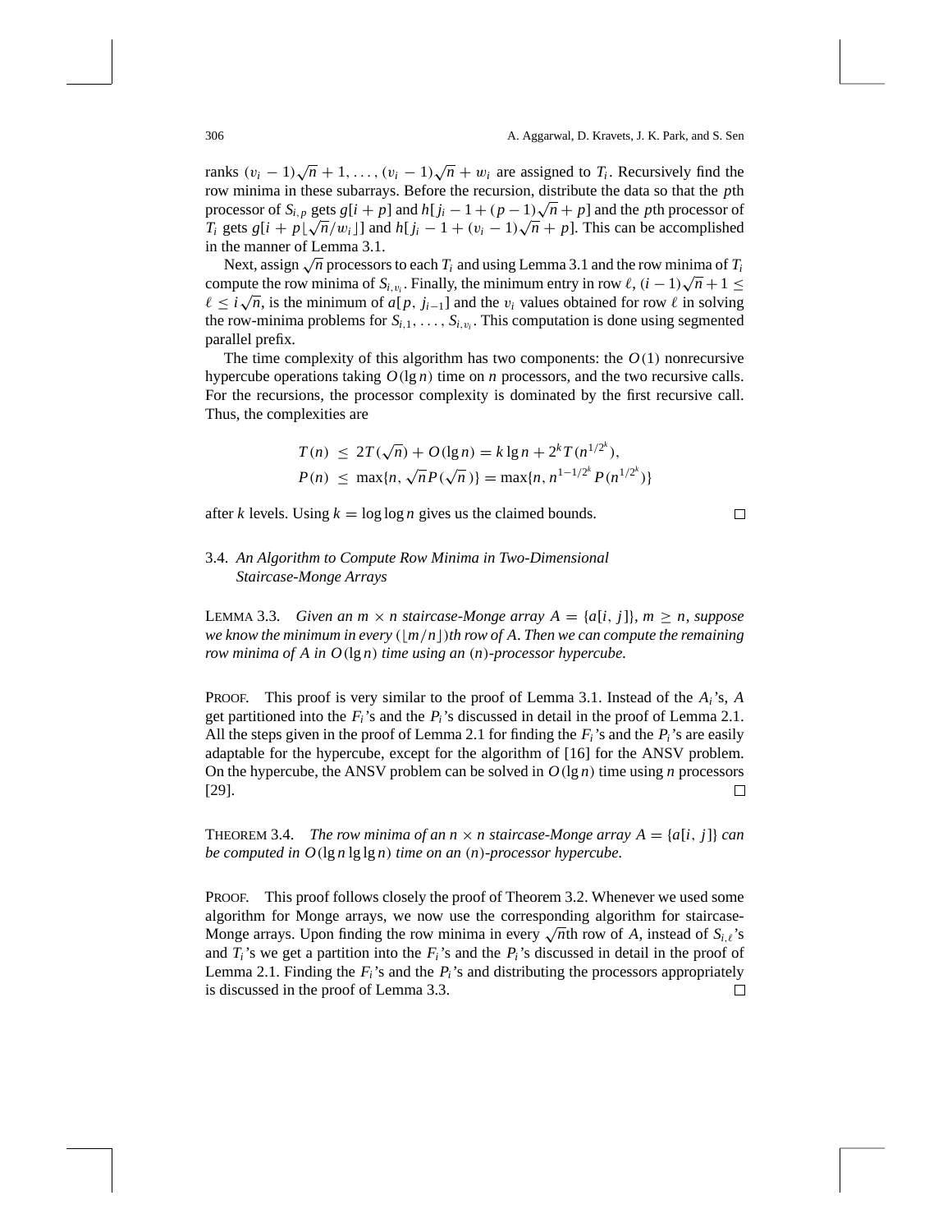ranks $(v_i - 1)\sqrt{n} + 1, \ldots, (v_i - 1)\sqrt{n} + w_i$ are assigned to $T_i$. Recursively find the row minima in these subarrays. Before the recursion, distribute the data so that the $p$th processor of $S_{i,p}$ gets $g[i + p]$ and $h[j_i - 1 + (p - 1)\sqrt{n} + p]$ and the $p$th processor of $T_i$ gets $g[i + p\lfloor\sqrt{n}/w_i\rfloor]$ and $h[j_i - 1 + (v_i - 1)\sqrt{n} + p]$. This can be accomplished in the manner of Lemma 3.1.

Next, assign $\sqrt{n}$ processors to each $T_i$ and using Lemma 3.1 and the row minima of $T_i$ compute the row minima of $S_{i,v_i}$. Finally, the minimum entry in row $\ell$, $(i - 1)\sqrt{n} + 1 \leq \ell \leq i\sqrt{n}$, is the minimum of $a[p, j_{i-1}]$ and the $v_i$ values obtained for row $\ell$ in solving the row-minima problems for $S_{i,1}, \ldots, S_{i,v_i}$. This computation is done using segmented parallel prefix.

The time complexity of this algorithm has two components: the $O(1)$ nonrecursive hypercube operations taking $O(\lg n)$ time on $n$ processors, and the two recursive calls. For the recursions, the processor complexity is dominated by the first recursive call. Thus, the complexities are

$$T(n) \leq 2T(\sqrt{n}) + O(\lg n) = k \lg n + 2^k T(n^{1/2^k}),$$
$$P(n) \leq \max\{n, \sqrt{n}P(\sqrt{n})\} = \max\{n, n^{1-1/2^k} P(n^{1/2^k})\}$$

after $k$ levels. Using $k = \log \log n$ gives us the claimed bounds. □

### 3.4. *An Algorithm to Compute Row Minima in Two-Dimensional Staircase-Monge Arrays*

LEMMA 3.3. *Given an $m \times n$ staircase-Monge array $A = \{a[i, j]\}$, $m \geq n$, suppose we know the minimum in every $(\lfloor m/n \rfloor)$th row of $A$. Then we can compute the remaining row minima of $A$ in $O(\lg n)$ time using an $(n)$-processor hypercube.*

PROOF. This proof is very similar to the proof of Lemma 3.1. Instead of the $A_i$'s, $A$ get partitioned into the $F_i$'s and the $P_i$'s discussed in detail in the proof of Lemma 2.1. All the steps given in the proof of Lemma 2.1 for finding the $F_i$'s and the $P_i$'s are easily adaptable for the hypercube, except for the algorithm of [16] for the ANSV problem. On the hypercube, the ANSV problem can be solved in $O(\lg n)$ time using $n$ processors [29]. □

THEOREM 3.4. *The row minima of an $n \times n$ staircase-Monge array $A = \{a[i, j]\}$ can be computed in $O(\lg n \lg \lg n)$ time on an $(n)$-processor hypercube.*

PROOF. This proof follows closely the proof of Theorem 3.2. Whenever we used some algorithm for Monge arrays, we now use the corresponding algorithm for staircase-Monge arrays. Upon finding the row minima in every $\sqrt{n}$th row of $A$, instead of $S_{i,\ell}$'s and $T_i$'s we get a partition into the $F_i$'s and the $P_i$'s discussed in detail in the proof of Lemma 2.1. Finding the $F_i$'s and the $P_i$'s and distributing the processors appropriately is discussed in the proof of Lemma 3.3. □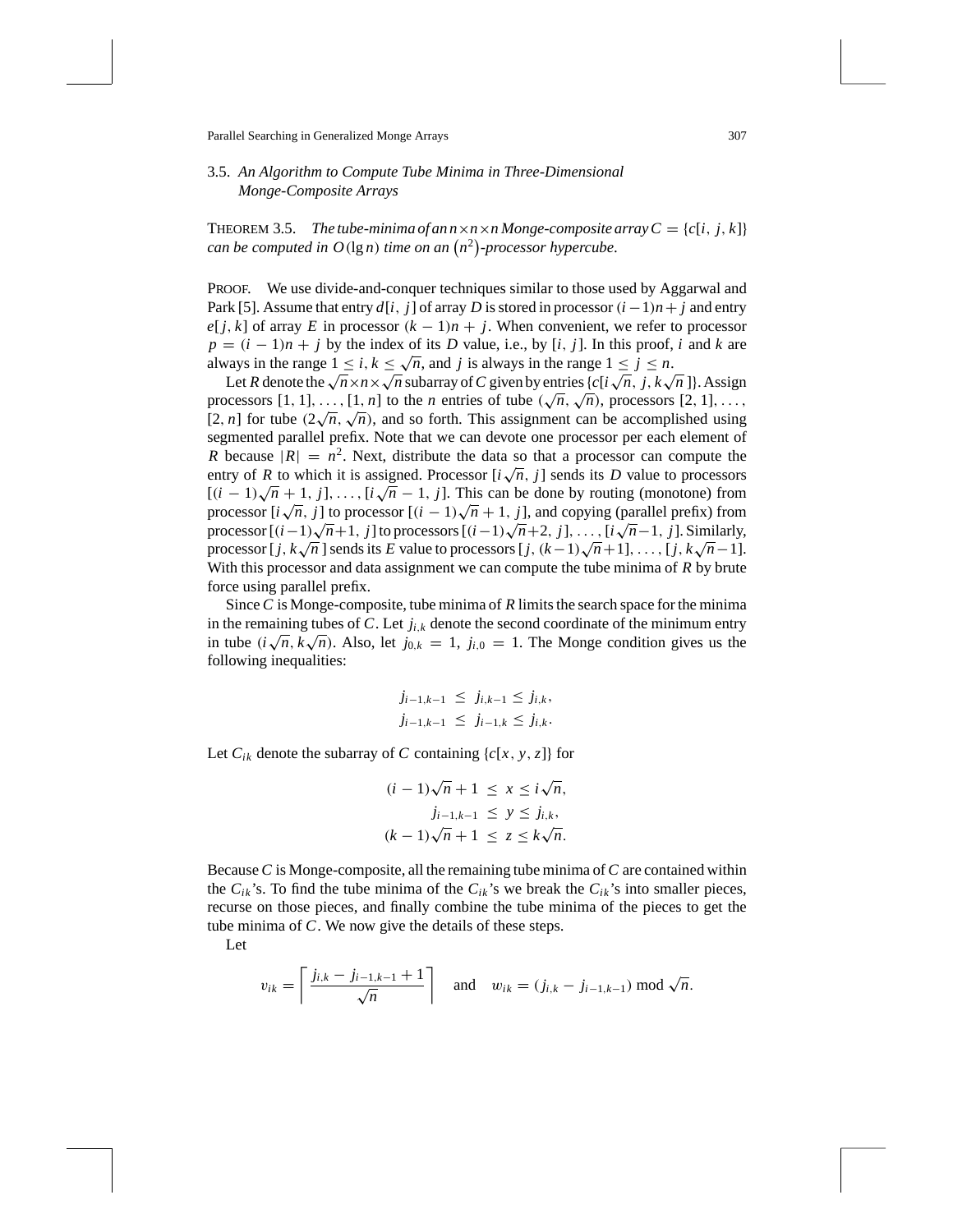### 3.5. *An Algorithm to Compute Tube Minima in Three-Dimensional Monge-Composite Arrays*

THEOREM 3.5. *The tube-minima of an $n \times n \times n$ Monge-composite array $C = \{c[i, j, k]\}$ can be computed in $O(\lg n)$ time on an $(n^2)$-processor hypercube.*

PROOF. We use divide-and-conquer techniques similar to those used by Aggarwal and Park [5]. Assume that entry $d[i, j]$ of array $D$ is stored in processor $(i-1)n + j$ and entry $e[j, k]$ of array $E$ in processor $(k-1)n + j$. When convenient, we refer to processor $p = (i-1)n + j$ by the index of its $D$ value, i.e., by $[i, j]$. In this proof, $i$ and $k$ are always in the range $1 \le i, k \le \sqrt{n}$, and $j$ is always in the range $1 \le j \le n$.

Let $R$ denote the $\sqrt{n} \times n \times \sqrt{n}$ subarray of $C$ given by entries $\{c[i\sqrt{n}, j, k\sqrt{n}]\}$. Assign processors $[1, 1], \ldots, [1, n]$ to the $n$ entries of tube $(\sqrt{n}, \sqrt{n})$, processors $[2, 1], \ldots, [2, n]$ for tube $(2\sqrt{n}, \sqrt{n})$, and so forth. This assignment can be accomplished using segmented parallel prefix. Note that we can devote one processor per each element of $R$ because $|R| = n^2$. Next, distribute the data so that a processor can compute the entry of $R$ to which it is assigned. Processor $[i\sqrt{n}, j]$ sends its $D$ value to processors $[(i-1)\sqrt{n} + 1, j], \ldots, [i\sqrt{n} - 1, j]$. This can be done by routing (monotone) from processor $[i\sqrt{n}, j]$ to processor $[(i-1)\sqrt{n} + 1, j]$, and copying (parallel prefix) from processor $[(i-1)\sqrt{n}+1, j]$ to processors $[(i-1)\sqrt{n}+2, j], \ldots, [i\sqrt{n}-1, j]$. Similarly, processor $[j, k\sqrt{n}]$ sends its $E$ value to processors $[j, (k-1)\sqrt{n}+1], \ldots, [j, k\sqrt{n}-1]$. With this processor and data assignment we can compute the tube minima of $R$ by brute force using parallel prefix.

Since $C$ is Monge-composite, tube minima of $R$ limits the search space for the minima in the remaining tubes of $C$. Let $j_{i,k}$ denote the second coordinate of the minimum entry in tube $(i\sqrt{n}, k\sqrt{n})$. Also, let $j_{0,k} = 1$, $j_{i,0} = 1$. The Monge condition gives us the following inequalities:

$$j_{i-1,k-1} \le j_{i,k-1} \le j_{i,k},$$
$$j_{i-1,k-1} \le j_{i-1,k} \le j_{i,k}.$$

Let $C_{ik}$ denote the subarray of $C$ containing $\{c[x, y, z]\}$ for

$$(i-1)\sqrt{n} + 1 \le x \le i\sqrt{n},$$
$$j_{i-1,k-1} \le y \le j_{i,k},$$
$$(k-1)\sqrt{n} + 1 \le z \le k\sqrt{n}.$$

Because $C$ is Monge-composite, all the remaining tube minima of $C$ are contained within the $C_{ik}$'s. To find the tube minima of the $C_{ik}$'s we break the $C_{ik}$'s into smaller pieces, recurse on those pieces, and finally combine the tube minima of the pieces to get the tube minima of $C$. We now give the details of these steps.

Let

$$v_{ik} = \left\lceil \frac{j_{i,k} - j_{i-1,k-1} + 1}{\sqrt{n}} \right\rceil \quad \text{and} \quad w_{ik} = (j_{i,k} - j_{i-1,k-1}) \bmod \sqrt{n}.$$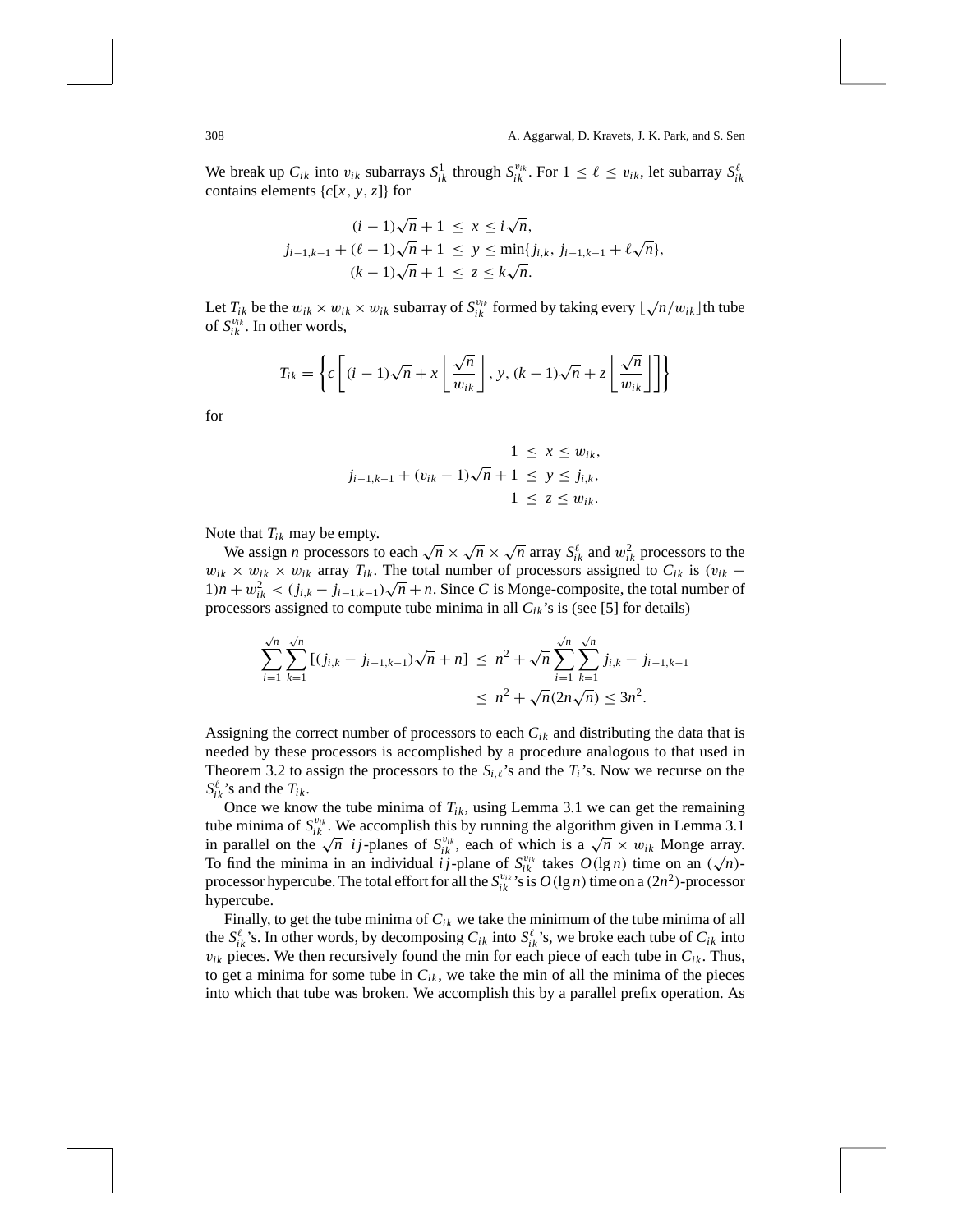We break up $C_{ik}$ into $v_{ik}$ subarrays $S_{ik}^1$ through $S_{ik}^{v_{ik}}$. For $1 \le \ell \le v_{ik}$, let subarray $S_{ik}^\ell$ contains elements $\{c[x, y, z]\}$ for

$$
\begin{aligned}
(i-1)\sqrt{n}+1 \;&\le\; x \le i\sqrt{n},\\
j_{i-1,k-1}+(\ell-1)\sqrt{n}+1 \;&\le\; y \le \min\{j_{i,k},\, j_{i-1,k-1}+\ell\sqrt{n}\},\\
(k-1)\sqrt{n}+1 \;&\le\; z \le k\sqrt{n}.
\end{aligned}
$$

Let $T_{ik}$ be the $w_{ik} \times w_{ik} \times w_{ik}$ subarray of $S_{ik}^{v_{ik}}$ formed by taking every $\lfloor \sqrt{n}/w_{ik} \rfloor$th tube of $S_{ik}^{v_{ik}}$. In other words,

$$
T_{ik} = \left\{ c\left[ (i-1)\sqrt{n} + x \left\lfloor \frac{\sqrt{n}}{w_{ik}} \right\rfloor,\, y,\, (k-1)\sqrt{n} + z \left\lfloor \frac{\sqrt{n}}{w_{ik}} \right\rfloor \right] \right\}
$$

for

$$
\begin{aligned}
1 \;&\le\; x \le w_{ik},\\
j_{i-1,k-1}+(v_{ik}-1)\sqrt{n}+1 \;&\le\; y \le j_{i,k},\\
1 \;&\le\; z \le w_{ik}.
\end{aligned}
$$

Note that $T_{ik}$ may be empty.

We assign $n$ processors to each $\sqrt{n} \times \sqrt{n} \times \sqrt{n}$ array $S_{ik}^\ell$ and $w_{ik}^2$ processors to the $w_{ik} \times w_{ik} \times w_{ik}$ array $T_{ik}$. The total number of processors assigned to $C_{ik}$ is $(v_{ik} - 1)n + w_{ik}^2 < (j_{i,k} - j_{i-1,k-1})\sqrt{n} + n$. Since $C$ is Monge-composite, the total number of processors assigned to compute tube minima in all $C_{ik}$'s is (see [5] for details)

$$
\begin{aligned}
\sum_{i=1}^{\sqrt{n}} \sum_{k=1}^{\sqrt{n}} [(j_{i,k} - j_{i-1,k-1})\sqrt{n} + n] \;&\le\; n^2 + \sqrt{n} \sum_{i=1}^{\sqrt{n}} \sum_{k=1}^{\sqrt{n}} j_{i,k} - j_{i-1,k-1}\\
&\le\; n^2 + \sqrt{n}(2n\sqrt{n}) \le 3n^2.
\end{aligned}
$$

Assigning the correct number of processors to each $C_{ik}$ and distributing the data that is needed by these processors is accomplished by a procedure analogous to that used in Theorem 3.2 to assign the processors to the $S_{i,\ell}$'s and the $T_i$'s. Now we recurse on the $S_{ik}^\ell$'s and the $T_{ik}$.

Once we know the tube minima of $T_{ik}$, using Lemma 3.1 we can get the remaining tube minima of $S_{ik}^{v_{ik}}$. We accomplish this by running the algorithm given in Lemma 3.1 in parallel on the $\sqrt{n}$ $ij$-planes of $S_{ik}^{v_{ik}}$, each of which is a $\sqrt{n} \times w_{ik}$ Monge array. To find the minima in an individual $ij$-plane of $S_{ik}^{v_{ik}}$ takes $O(\lg n)$ time on an $(\sqrt{n})$-processor hypercube. The total effort for all the $S_{ik}^{v_{ik}}$'s is $O(\lg n)$ time on a $(2n^2)$-processor hypercube.

Finally, to get the tube minima of $C_{ik}$ we take the minimum of the tube minima of all the $S_{ik}^\ell$'s. In other words, by decomposing $C_{ik}$ into $S_{ik}^\ell$'s, we broke each tube of $C_{ik}$ into $v_{ik}$ pieces. We then recursively found the min for each piece of each tube in $C_{ik}$. Thus, to get a minima for some tube in $C_{ik}$, we take the min of all the minima of the pieces into which that tube was broken. We accomplish this by a parallel prefix operation. As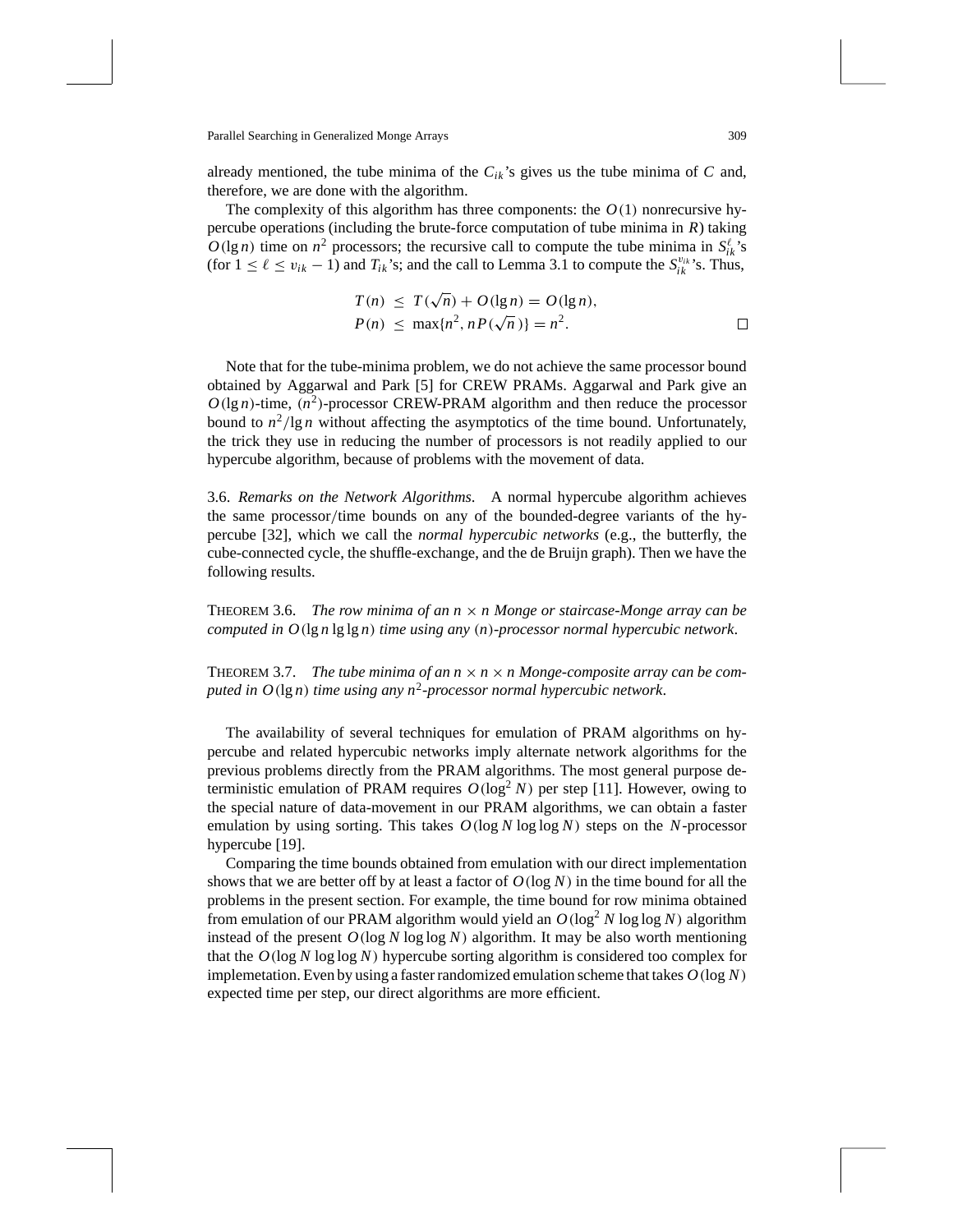already mentioned, the tube minima of the $C_{ik}$'s gives us the tube minima of $C$ and, therefore, we are done with the algorithm.

The complexity of this algorithm has three components: the $O(1)$ nonrecursive hypercube operations (including the brute-force computation of tube minima in $R$) taking $O(\lg n)$ time on $n^2$ processors; the recursive call to compute the tube minima in $S_{ik}^{\ell}$'s (for $1 \leq \ell \leq v_{ik} - 1$) and $T_{ik}$'s; and the call to Lemma 3.1 to compute the $S_{ik}^{v_{ik}}$'s. Thus,

$$T(n) \leq T(\sqrt{n}) + O(\lg n) = O(\lg n),$$
$$P(n) \leq \max\{n^2, nP(\sqrt{n})\} = n^2. \qquad \square$$

Note that for the tube-minima problem, we do not achieve the same processor bound obtained by Aggarwal and Park [5] for CREW PRAMs. Aggarwal and Park give an $O(\lg n)$-time, $(n^2)$-processor CREW-PRAM algorithm and then reduce the processor bound to $n^2/\lg n$ without affecting the asymptotics of the time bound. Unfortunately, the trick they use in reducing the number of processors is not readily applied to our hypercube algorithm, because of problems with the movement of data.

3.6. *Remarks on the Network Algorithms*. A normal hypercube algorithm achieves the same processor/time bounds on any of the bounded-degree variants of the hypercube [32], which we call the *normal hypercubic networks* (e.g., the butterfly, the cube-connected cycle, the shuffle-exchange, and the de Bruijn graph). Then we have the following results.

THEOREM 3.6. *The row minima of an $n \times n$ Monge or staircase-Monge array can be computed in $O(\lg n \lg\lg n)$ time using any $(n)$-processor normal hypercubic network*.

THEOREM 3.7. *The tube minima of an $n \times n \times n$ Monge-composite array can be computed in $O(\lg n)$ time using any $n^2$-processor normal hypercubic network*.

The availability of several techniques for emulation of PRAM algorithms on hypercube and related hypercubic networks imply alternate network algorithms for the previous problems directly from the PRAM algorithms. The most general purpose deterministic emulation of PRAM requires $O(\log^2 N)$ per step [11]. However, owing to the special nature of data-movement in our PRAM algorithms, we can obtain a faster emulation by using sorting. This takes $O(\log N \log\log N)$ steps on the $N$-processor hypercube [19].

Comparing the time bounds obtained from emulation with our direct implementation shows that we are better off by at least a factor of $O(\log N)$ in the time bound for all the problems in the present section. For example, the time bound for row minima obtained from emulation of our PRAM algorithm would yield an $O(\log^2 N \log\log N)$ algorithm instead of the present $O(\log N \log\log N)$ algorithm. It may be also worth mentioning that the $O(\log N \log\log N)$ hypercube sorting algorithm is considered too complex for implemetation. Even by using a faster randomized emulation scheme that takes $O(\log N)$ expected time per step, our direct algorithms are more efficient.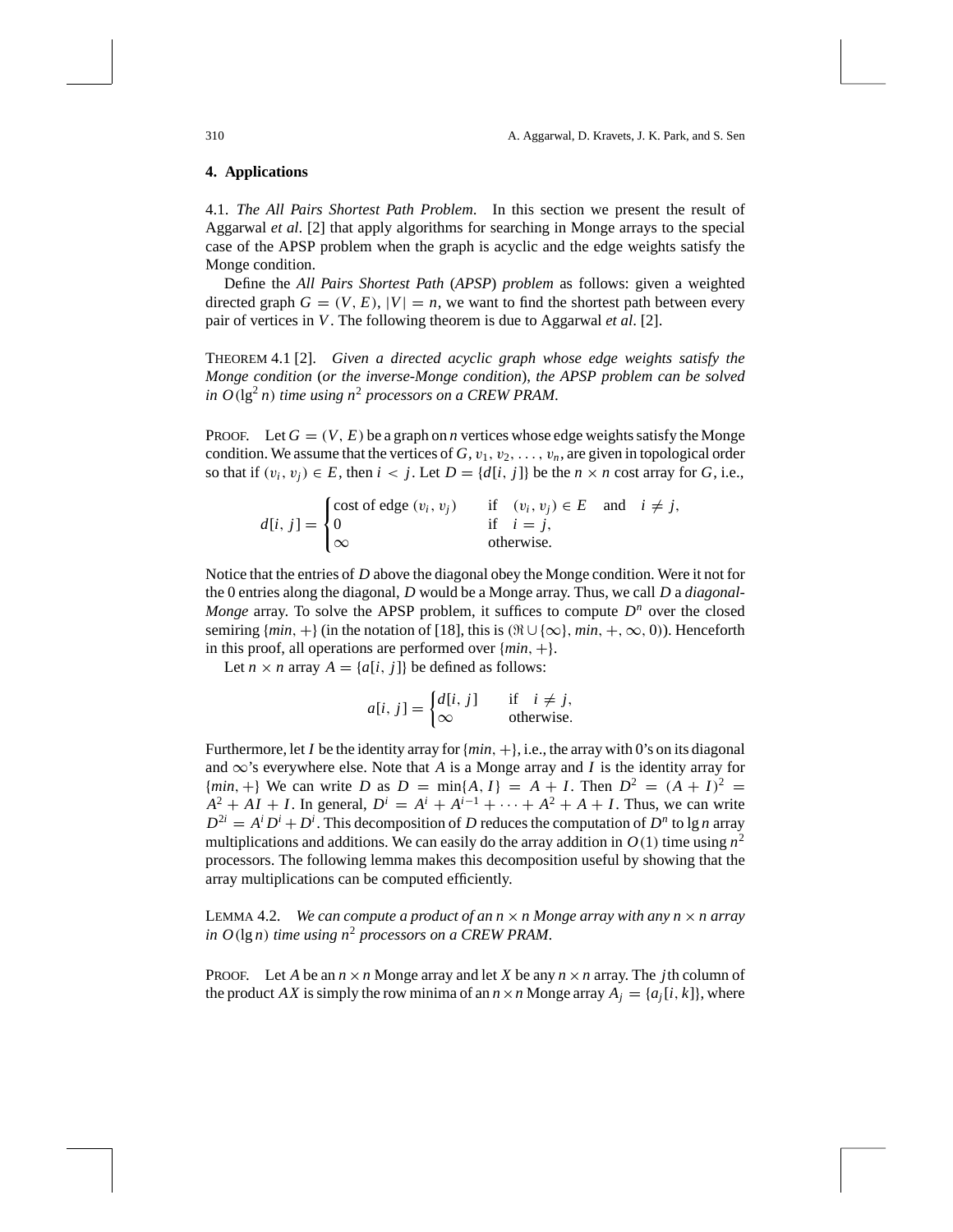## 4. Applications

4.1. *The All Pairs Shortest Path Problem.* In this section we present the result of Aggarwal *et al*. [2] that apply algorithms for searching in Monge arrays to the special case of the APSP problem when the graph is acyclic and the edge weights satisfy the Monge condition.

Define the *All Pairs Shortest Path* (*APSP*) *problem* as follows: given a weighted directed graph $G = (V, E)$, $|V| = n$, we want to find the shortest path between every pair of vertices in $V$. The following theorem is due to Aggarwal *et al*. [2].

THEOREM 4.1 [2]. *Given a directed acyclic graph whose edge weights satisfy the Monge condition* (*or the inverse-Monge condition*), *the APSP problem can be solved in $O(\lg^2 n)$ time using $n^2$ processors on a CREW PRAM.*

PROOF. Let $G = (V, E)$ be a graph on $n$ vertices whose edge weights satisfy the Monge condition. We assume that the vertices of $G$, $v_1, v_2, \ldots, v_n$, are given in topological order so that if $(v_i, v_j) \in E$, then $i < j$. Let $D = \{d[i, j]\}$ be the $n \times n$ cost array for $G$, i.e.,

$$d[i, j] = \begin{cases} \text{cost of edge } (v_i, v_j) & \text{if} \quad (v_i, v_j) \in E \quad \text{and} \quad i \neq j, \\ 0 & \text{if} \quad i = j, \\ \infty & \text{otherwise.} \end{cases}$$

Notice that the entries of $D$ above the diagonal obey the Monge condition. Were it not for the 0 entries along the diagonal, $D$ would be a Monge array. Thus, we call $D$ a *diagonal-Monge* array. To solve the APSP problem, it suffices to compute $D^n$ over the closed semiring $\{min, +\}$ (in the notation of [18], this is $(\Re \cup \{\infty\}, min, +, \infty, 0)$). Henceforth in this proof, all operations are performed over $\{min, +\}$.

Let $n \times n$ array $A = \{a[i, j]\}$ be defined as follows:

$$a[i, j] = \begin{cases} d[i, j] & \text{if} \quad i \neq j, \\ \infty & \text{otherwise.} \end{cases}$$

Furthermore, let $I$ be the identity array for $\{min, +\}$, i.e., the array with 0's on its diagonal and $\infty$'s everywhere else. Note that $A$ is a Monge array and $I$ is the identity array for $\{min, +\}$ We can write $D$ as $D = \min\{A, I\} = A + I$. Then $D^2 = (A + I)^2 = A^2 + AI + I$. In general, $D^i = A^i + A^{i-1} + \cdots + A^2 + A + I$. Thus, we can write $D^{2i} = A^i D^i + D^i$. This decomposition of $D$ reduces the computation of $D^n$ to $\lg n$ array multiplications and additions. We can easily do the array addition in $O(1)$ time using $n^2$ processors. The following lemma makes this decomposition useful by showing that the array multiplications can be computed efficiently.

LEMMA 4.2. *We can compute a product of an $n \times n$ Monge array with any $n \times n$ array in $O(\lg n)$ time using $n^2$ processors on a CREW PRAM.*

PROOF. Let $A$ be an $n \times n$ Monge array and let $X$ be any $n \times n$ array. The $j$th column of the product $AX$ is simply the row minima of an $n \times n$ Monge array $A_j = \{a_j[i, k]\}$, where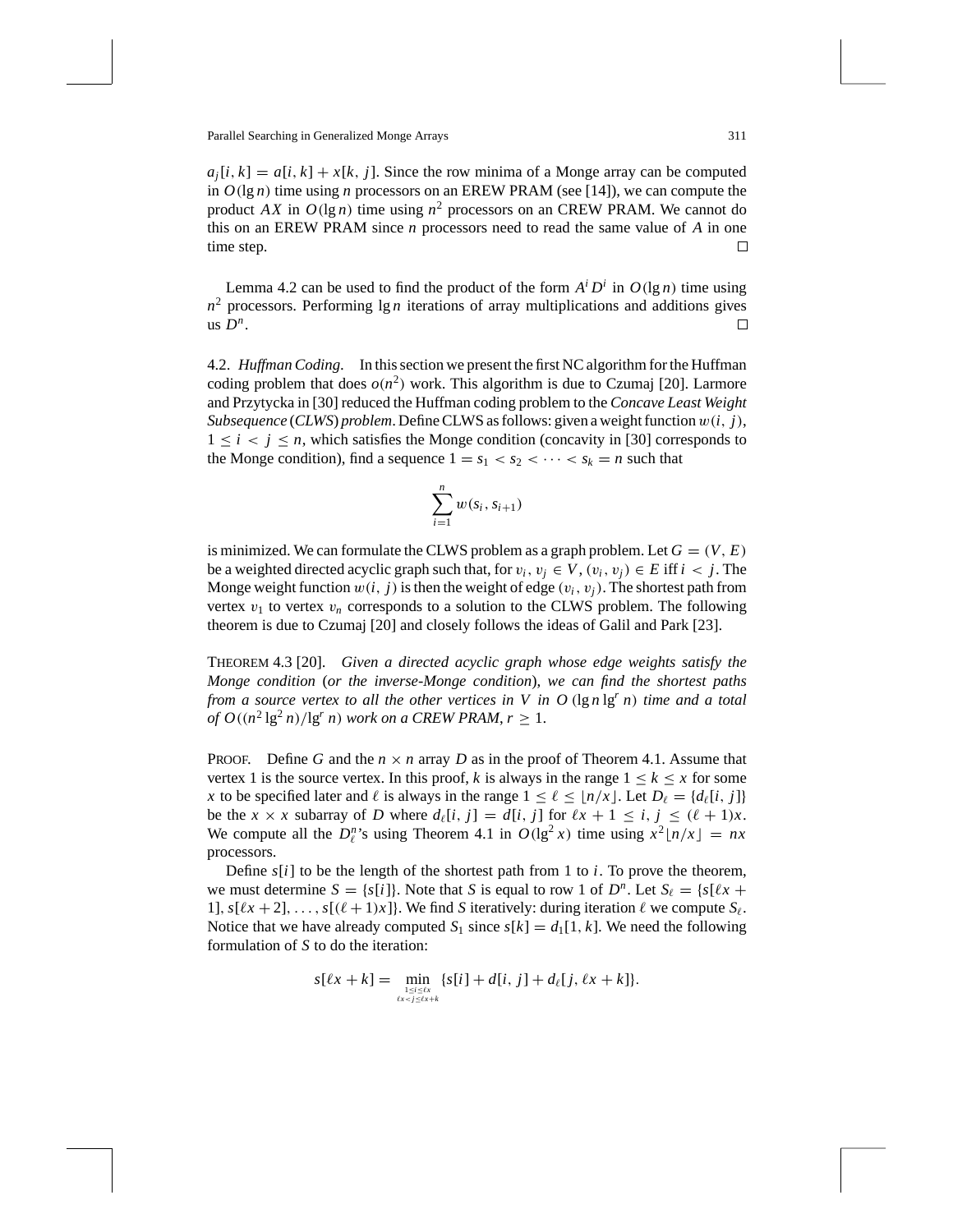$a_j[i, k] = a[i, k] + x[k, j]$. Since the row minima of a Monge array can be computed in $O(\lg n)$ time using $n$ processors on an EREW PRAM (see [14]), we can compute the product $AX$ in $O(\lg n)$ time using $n^2$ processors on an CREW PRAM. We cannot do this on an EREW PRAM since $n$ processors need to read the same value of $A$ in one time step. □

Lemma 4.2 can be used to find the product of the form $A^i D^i$ in $O(\lg n)$ time using $n^2$ processors. Performing $\lg n$ iterations of array multiplications and additions gives us $D^n$. □

### 4.2. *Huffman Coding.*

In this section we present the first NC algorithm for the Huffman coding problem that does $o(n^2)$ work. This algorithm is due to Czumaj [20]. Larmore and Przytycka in [30] reduced the Huffman coding problem to the *Concave Least Weight Subsequence* (*CLWS*) *problem*. Define CLWS as follows: given a weight function $w(i, j)$, $1 \le i < j \le n$, which satisfies the Monge condition (concavity in [30] corresponds to the Monge condition), find a sequence $1 = s_1 < s_2 < \cdots < s_k = n$ such that

$$\sum_{i=1}^{n} w(s_i, s_{i+1})$$

is minimized. We can formulate the CLWS problem as a graph problem. Let $G = (V, E)$ be a weighted directed acyclic graph such that, for $v_i, v_j \in V$, $(v_i, v_j) \in E$ iff $i < j$. The Monge weight function $w(i, j)$ is then the weight of edge $(v_i, v_j)$. The shortest path from vertex $v_1$ to vertex $v_n$ corresponds to a solution to the CLWS problem. The following theorem is due to Czumaj [20] and closely follows the ideas of Galil and Park [23].

THEOREM 4.3 [20]. *Given a directed acyclic graph whose edge weights satisfy the Monge condition* (*or the inverse-Monge condition*), *we can find the shortest paths from a source vertex to all the other vertices in V in* $O(\lg n \lg^r n)$ *time and a total of* $O((n^2 \lg^2 n)/\lg^r n)$ *work on a CREW PRAM*, $r \ge 1$.

PROOF. Define $G$ and the $n \times n$ array $D$ as in the proof of Theorem 4.1. Assume that vertex 1 is the source vertex. In this proof, $k$ is always in the range $1 \le k \le x$ for some $x$ to be specified later and $\ell$ is always in the range $1 \le \ell \le \lfloor n/x \rfloor$. Let $D_\ell = \{d_\ell[i, j]\}$ be the $x \times x$ subarray of $D$ where $d_\ell[i, j] = d[i, j]$ for $\ell x + 1 \le i, j \le (\ell + 1)x$. We compute all the $D_\ell^n$'s using Theorem 4.1 in $O(\lg^2 x)$ time using $x^2 \lfloor n/x \rfloor = nx$ processors.

Define $s[i]$ to be the length of the shortest path from 1 to $i$. To prove the theorem, we must determine $S = \{s[i]\}$. Note that $S$ is equal to row 1 of $D^n$. Let $S_\ell = \{s[\ell x + 1], s[\ell x + 2], \ldots, s[(\ell + 1)x]\}$. We find $S$ iteratively: during iteration $\ell$ we compute $S_\ell$. Notice that we have already computed $S_1$ since $s[k] = d_1[1, k]$. We need the following formulation of $S$ to do the iteration:

$$s[\ell x + k] = \min_{\substack{1 \le i \le \ell x \\ \ell x < j \le \ell x + k}} \{s[i] + d[i, j] + d_\ell[j, \ell x + k]\}.$$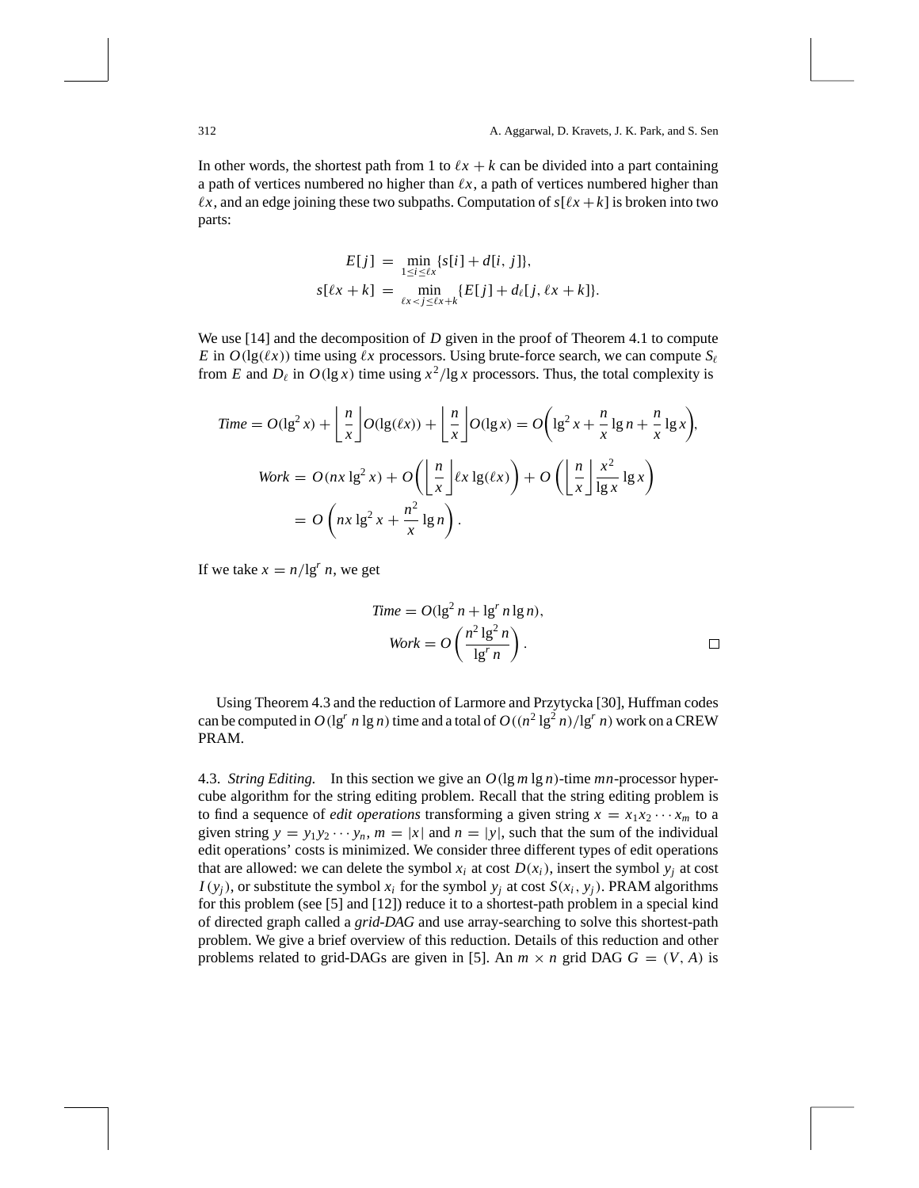In other words, the shortest path from 1 to $\ell x + k$ can be divided into a part containing a path of vertices numbered no higher than $\ell x$, a path of vertices numbered higher than $\ell x$, and an edge joining these two subpaths. Computation of $s[\ell x + k]$ is broken into two parts:

$$
\begin{aligned}
E[j] &= \min_{1 \le i \le \ell x} \{s[i] + d[i, j]\}, \\
s[\ell x + k] &= \min_{\ell x < j \le \ell x + k} \{E[j] + d_\ell[j, \ell x + k]\}.
\end{aligned}
$$

We use [14] and the decomposition of $D$ given in the proof of Theorem 4.1 to compute $E$ in $O(\lg(\ell x))$ time using $\ell x$ processors. Using brute-force search, we can compute $S_\ell$ from $E$ and $D_\ell$ in $O(\lg x)$ time using $x^2/\lg x$ processors. Thus, the total complexity is

$$
\begin{aligned}
\mathit{Time} &= O(\lg^2 x) + \left\lfloor \frac{n}{x} \right\rfloor O(\lg(\ell x)) + \left\lfloor \frac{n}{x} \right\rfloor O(\lg x) = O\left(\lg^2 x + \frac{n}{x} \lg n + \frac{n}{x} \lg x\right), \\
\mathit{Work} &= O(nx \lg^2 x) + O\left(\left\lfloor \frac{n}{x} \right\rfloor \ell x \lg(\ell x)\right) + O\left(\left\lfloor \frac{n}{x} \right\rfloor \frac{x^2}{\lg x} \lg x\right) \\
&= O\left(nx \lg^2 x + \frac{n^2}{x} \lg n\right).
\end{aligned}
$$

If we take $x = n/\lg^r n$, we get

$$
\begin{aligned}
\mathit{Time} &= O(\lg^2 n + \lg^r n \lg n), \\
\mathit{Work} &= O\left(\frac{n^2 \lg^2 n}{\lg^r n}\right). \qquad \square
\end{aligned}
$$

Using Theorem 4.3 and the reduction of Larmore and Przytycka [30], Huffman codes can be computed in $O(\lg^r n \lg n)$ time and a total of $O((n^2 \lg^2 n)/\lg^r n)$ work on a CREW PRAM.

4.3. *String Editing.* In this section we give an $O(\lg m \lg n)$-time $mn$-processor hypercube algorithm for the string editing problem. Recall that the string editing problem is to find a sequence of *edit operations* transforming a given string $x = x_1 x_2 \cdots x_m$ to a given string $y = y_1 y_2 \cdots y_n$, $m = |x|$ and $n = |y|$, such that the sum of the individual edit operations' costs is minimized. We consider three different types of edit operations that are allowed: we can delete the symbol $x_i$ at cost $D(x_i)$, insert the symbol $y_j$ at cost $I(y_j)$, or substitute the symbol $x_i$ for the symbol $y_j$ at cost $S(x_i, y_j)$. PRAM algorithms for this problem (see [5] and [12]) reduce it to a shortest-path problem in a special kind of directed graph called a *grid-DAG* and use array-searching to solve this shortest-path problem. We give a brief overview of this reduction. Details of this reduction and other problems related to grid-DAGs are given in [5]. An $m \times n$ grid DAG $G = (V, A)$ is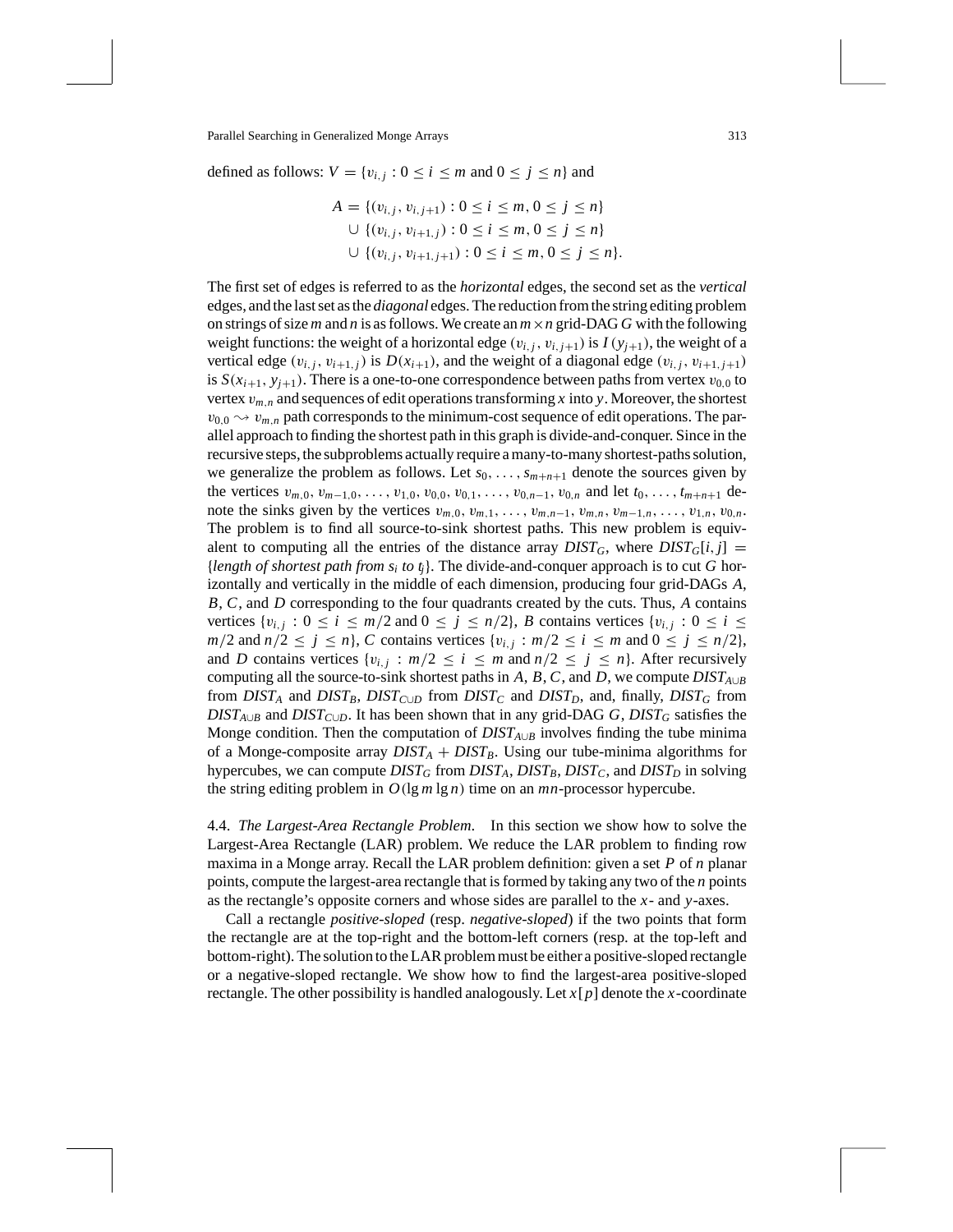defined as follows: $V = \{v_{i,j} : 0 \le i \le m \text{ and } 0 \le j \le n\}$ and

$$
\begin{aligned}
A = &\{(v_{i,j}, v_{i,j+1}) : 0 \le i \le m, 0 \le j \le n\} \\
\cup\, &\{(v_{i,j}, v_{i+1,j}) : 0 \le i \le m, 0 \le j \le n\} \\
\cup\, &\{(v_{i,j}, v_{i+1,j+1}) : 0 \le i \le m, 0 \le j \le n\}.
\end{aligned}
$$

The first set of edges is referred to as the *horizontal* edges, the second set as the *vertical* edges, and the last set as the *diagonal* edges. The reduction from the string editing problem on strings of size $m$ and $n$ is as follows. We create an $m \times n$ grid-DAG $G$ with the following weight functions: the weight of a horizontal edge $(v_{i,j}, v_{i,j+1})$ is $I(y_{j+1})$, the weight of a vertical edge $(v_{i,j}, v_{i+1,j})$ is $D(x_{i+1})$, and the weight of a diagonal edge $(v_{i,j}, v_{i+1,j+1})$ is $S(x_{i+1}, y_{j+1})$. There is a one-to-one correspondence between paths from vertex $v_{0,0}$ to vertex $v_{m,n}$ and sequences of edit operations transforming $x$ into $y$. Moreover, the shortest $v_{0,0} \rightsquigarrow v_{m,n}$ path corresponds to the minimum-cost sequence of edit operations. The parallel approach to finding the shortest path in this graph is divide-and-conquer. Since in the recursive steps, the subproblems actually require a many-to-many shortest-paths solution, we generalize the problem as follows. Let $s_0, \ldots, s_{m+n+1}$ denote the sources given by the vertices $v_{m,0}, v_{m-1,0}, \ldots, v_{1,0}, v_{0,0}, v_{0,1}, \ldots, v_{0,n-1}, v_{0,n}$ and let $t_0, \ldots, t_{m+n+1}$ denote the sinks given by the vertices $v_{m,0}, v_{m,1}, \ldots, v_{m,n-1}, v_{m,n}, v_{m-1,n}, \ldots, v_{1,n}, v_{0,n}$. The problem is to find all source-to-sink shortest paths. This new problem is equivalent to computing all the entries of the distance array $DIST_G$, where $DIST_G[i, j] = \{$*length of shortest path from* $s_i$ *to* $t_j\}$. The divide-and-conquer approach is to cut $G$ horizontally and vertically in the middle of each dimension, producing four grid-DAGs $A$, $B$, $C$, and $D$ corresponding to the four quadrants created by the cuts. Thus, $A$ contains vertices $\{v_{i,j} : 0 \le i \le m/2 \text{ and } 0 \le j \le n/2\}$, $B$ contains vertices $\{v_{i,j} : 0 \le i \le m/2 \text{ and } n/2 \le j \le n\}$, $C$ contains vertices $\{v_{i,j} : m/2 \le i \le m \text{ and } 0 \le j \le n/2\}$, and $D$ contains vertices $\{v_{i,j} : m/2 \le i \le m \text{ and } n/2 \le j \le n\}$. After recursively computing all the source-to-sink shortest paths in $A$, $B$, $C$, and $D$, we compute $DIST_{A\cup B}$ from $DIST_A$ and $DIST_B$, $DIST_{C\cup D}$ from $DIST_C$ and $DIST_D$, and, finally, $DIST_G$ from $DIST_{A\cup B}$ and $DIST_{C\cup D}$. It has been shown that in any grid-DAG $G$, $DIST_G$ satisfies the Monge condition. Then the computation of $DIST_{A\cup B}$ involves finding the tube minima of a Monge-composite array $DIST_A + DIST_B$. Using our tube-minima algorithms for hypercubes, we can compute $DIST_G$ from $DIST_A$, $DIST_B$, $DIST_C$, and $DIST_D$ in solving the string editing problem in $O(\lg m \lg n)$ time on an $mn$-processor hypercube.

4.4. *The Largest-Area Rectangle Problem.* In this section we show how to solve the Largest-Area Rectangle (LAR) problem. We reduce the LAR problem to finding row maxima in a Monge array. Recall the LAR problem definition: given a set $P$ of $n$ planar points, compute the largest-area rectangle that is formed by taking any two of the $n$ points as the rectangle's opposite corners and whose sides are parallel to the $x$- and $y$-axes.

Call a rectangle *positive-sloped* (resp. *negative-sloped*) if the two points that form the rectangle are at the top-right and the bottom-left corners (resp. at the top-left and bottom-right). The solution to the LAR problem must be either a positive-sloped rectangle or a negative-sloped rectangle. We show how to find the largest-area positive-sloped rectangle. The other possibility is handled analogously. Let $x[p]$ denote the $x$-coordinate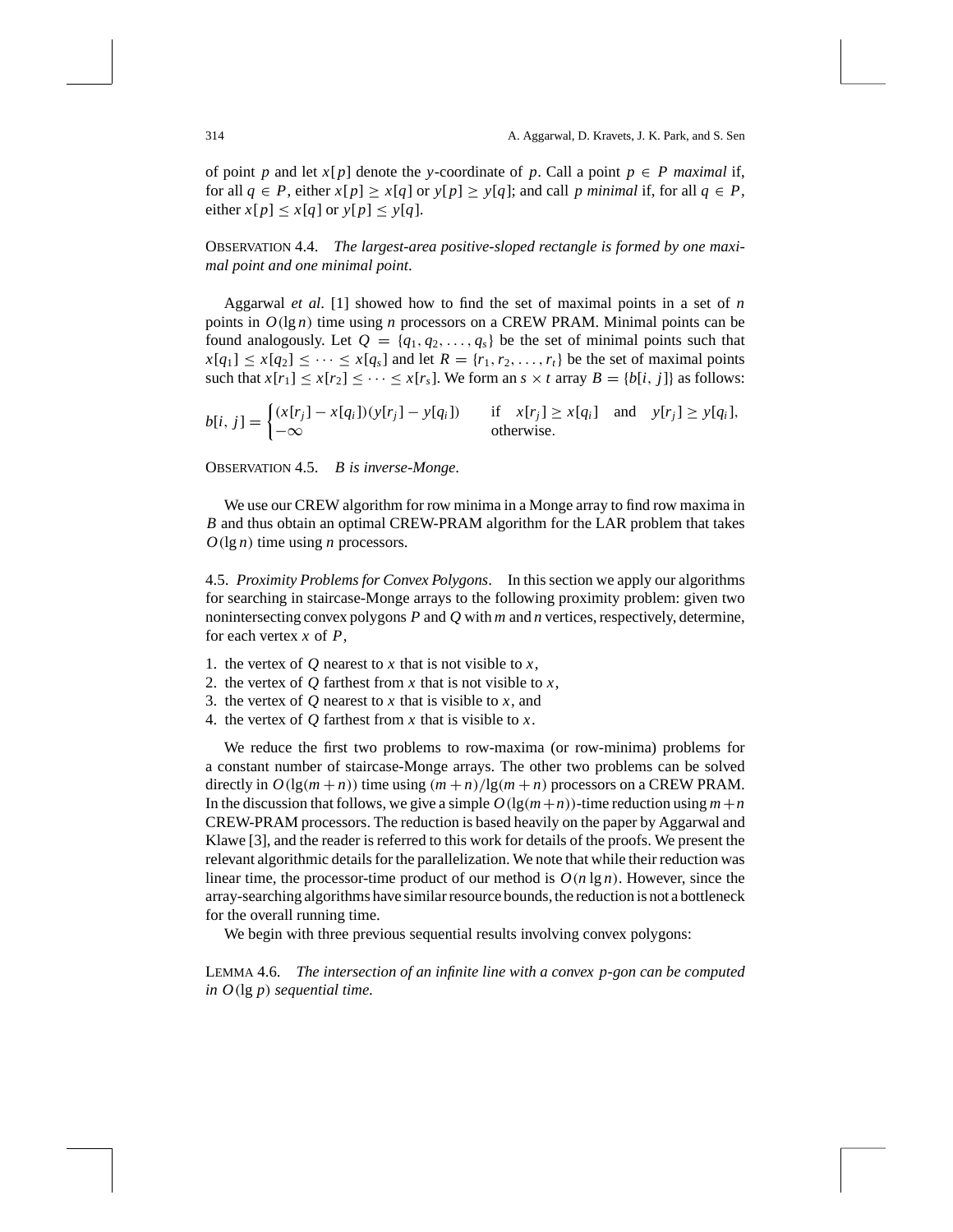of point $p$ and let $x[p]$ denote the $y$-coordinate of $p$. Call a point $p \in P$ *maximal* if, for all $q \in P$, either $x[p] \geq x[q]$ or $y[p] \geq y[q]$; and call $p$ *minimal* if, for all $q \in P$, either $x[p] \leq x[q]$ or $y[p] \leq y[q]$.

OBSERVATION 4.4. *The largest-area positive-sloped rectangle is formed by one maximal point and one minimal point*.

Aggarwal *et al*. [1] showed how to find the set of maximal points in a set of $n$ points in $O(\lg n)$ time using $n$ processors on a CREW PRAM. Minimal points can be found analogously. Let $Q = \{q_1, q_2, \ldots, q_s\}$ be the set of minimal points such that $x[q_1] \leq x[q_2] \leq \cdots \leq x[q_s]$ and let $R = \{r_1, r_2, \ldots, r_t\}$ be the set of maximal points such that $x[r_1] \leq x[r_2] \leq \cdots \leq x[r_s]$. We form an $s \times t$ array $B = \{b[i, j]\}$ as follows:

$$b[i, j] = \begin{cases} (x[r_j] - x[q_i])(y[r_j] - y[q_i]) & \text{if} \quad x[r_j] \geq x[q_i] \quad \text{and} \quad y[r_j] \geq y[q_i], \\ -\infty & \text{otherwise}. \end{cases}$$

OBSERVATION 4.5. *B is inverse-Monge*.

We use our CREW algorithm for row minima in a Monge array to find row maxima in $B$ and thus obtain an optimal CREW-PRAM algorithm for the LAR problem that takes $O(\lg n)$ time using $n$ processors.

4.5. *Proximity Problems for Convex Polygons*. In this section we apply our algorithms for searching in staircase-Monge arrays to the following proximity problem: given two nonintersecting convex polygons $P$ and $Q$ with $m$ and $n$ vertices, respectively, determine, for each vertex $x$ of $P$,

1. the vertex of $Q$ nearest to $x$ that is not visible to $x$,
2. the vertex of $Q$ farthest from $x$ that is not visible to $x$,
3. the vertex of $Q$ nearest to $x$ that is visible to $x$, and
4. the vertex of $Q$ farthest from $x$ that is visible to $x$.

We reduce the first two problems to row-maxima (or row-minima) problems for a constant number of staircase-Monge arrays. The other two problems can be solved directly in $O(\lg(m+n))$ time using $(m+n)/\lg(m+n)$ processors on a CREW PRAM. In the discussion that follows, we give a simple $O(\lg(m+n))$-time reduction using $m+n$ CREW-PRAM processors. The reduction is based heavily on the paper by Aggarwal and Klawe [3], and the reader is referred to this work for details of the proofs. We present the relevant algorithmic details for the parallelization. We note that while their reduction was linear time, the processor-time product of our method is $O(n \lg n)$. However, since the array-searching algorithms have similar resource bounds, the reduction is not a bottleneck for the overall running time.

We begin with three previous sequential results involving convex polygons:

LEMMA 4.6. *The intersection of an infinite line with a convex $p$-gon can be computed in $O(\lg p)$ sequential time.*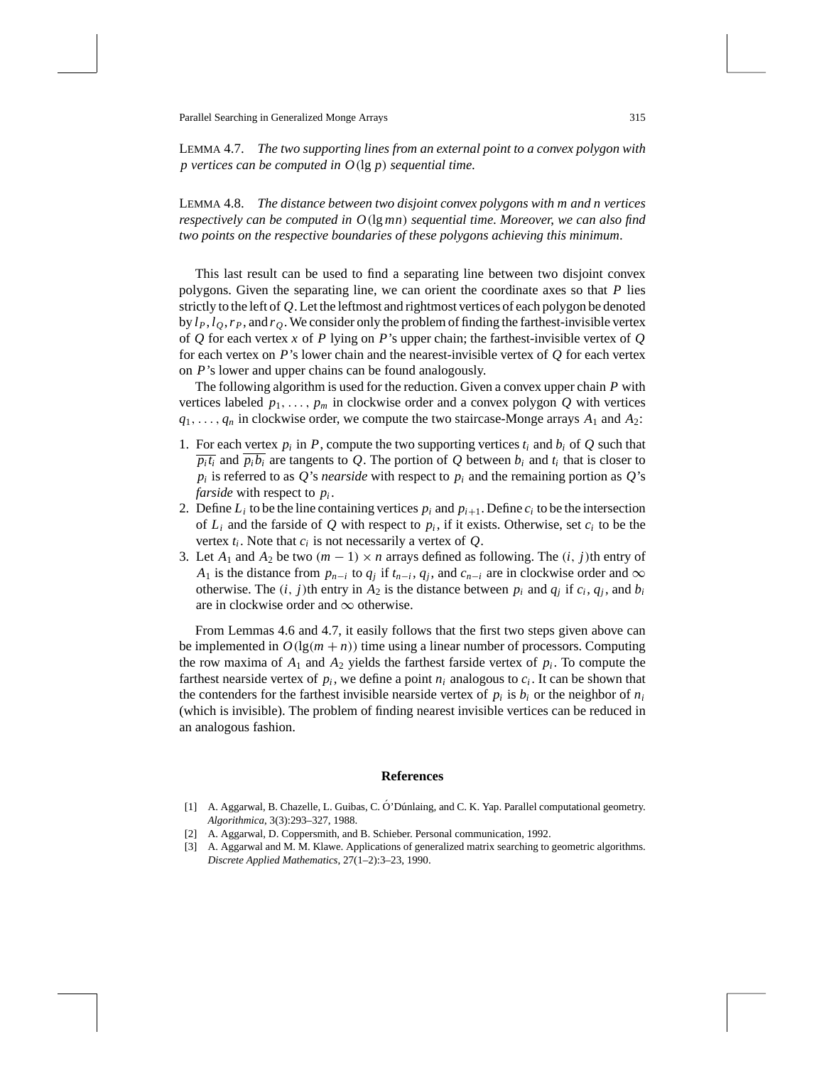LEMMA 4.7. *The two supporting lines from an external point to a convex polygon with $p$ vertices can be computed in $O(\lg p)$ sequential time.*

LEMMA 4.8. *The distance between two disjoint convex polygons with $m$ and $n$ vertices respectively can be computed in $O(\lg mn)$ sequential time. Moreover, we can also find two points on the respective boundaries of these polygons achieving this minimum.*

This last result can be used to find a separating line between two disjoint convex polygons. Given the separating line, we can orient the coordinate axes so that $P$ lies strictly to the left of $Q$. Let the leftmost and rightmost vertices of each polygon be denoted by $l_P, l_Q, r_P$, and $r_Q$. We consider only the problem of finding the farthest-invisible vertex of $Q$ for each vertex $x$ of $P$ lying on $P$'s upper chain; the farthest-invisible vertex of $Q$ for each vertex on $P$'s lower chain and the nearest-invisible vertex of $Q$ for each vertex on $P$'s lower and upper chains can be found analogously.

The following algorithm is used for the reduction. Given a convex upper chain $P$ with vertices labeled $p_1, \ldots, p_m$ in clockwise order and a convex polygon $Q$ with vertices $q_1, \ldots, q_n$ in clockwise order, we compute the two staircase-Monge arrays $A_1$ and $A_2$:

1. For each vertex $p_i$ in $P$, compute the two supporting vertices $t_i$ and $b_i$ of $Q$ such that $\overline{p_i t_i}$ and $\overline{p_i b_i}$ are tangents to $Q$. The portion of $Q$ between $b_i$ and $t_i$ that is closer to $p_i$ is referred to as $Q$'s *nearside* with respect to $p_i$ and the remaining portion as $Q$'s *farside* with respect to $p_i$.
2. Define $L_i$ to be the line containing vertices $p_i$ and $p_{i+1}$. Define $c_i$ to be the intersection of $L_i$ and the farside of $Q$ with respect to $p_i$, if it exists. Otherwise, set $c_i$ to be the vertex $t_i$. Note that $c_i$ is not necessarily a vertex of $Q$.
3. Let $A_1$ and $A_2$ be two $(m-1) \times n$ arrays defined as following. The $(i, j)$th entry of $A_1$ is the distance from $p_{n-i}$ to $q_j$ if $t_{n-i}$, $q_j$, and $c_{n-i}$ are in clockwise order and $\infty$ otherwise. The $(i, j)$th entry in $A_2$ is the distance between $p_i$ and $q_j$ if $c_i$, $q_j$, and $b_i$ are in clockwise order and $\infty$ otherwise.

From Lemmas 4.6 and 4.7, it easily follows that the first two steps given above can be implemented in $O(\lg(m+n))$ time using a linear number of processors. Computing the row maxima of $A_1$ and $A_2$ yields the farthest farside vertex of $p_i$. To compute the farthest nearside vertex of $p_i$, we define a point $n_i$ analogous to $c_i$. It can be shown that the contenders for the farthest invisible nearside vertex of $p_i$ is $b_i$ or the neighbor of $n_i$ (which is invisible). The problem of finding nearest invisible vertices can be reduced in an analogous fashion.

## References

[1] A. Aggarwal, B. Chazelle, L. Guibas, C. Ó'Dúnlaing, and C. K. Yap. Parallel computational geometry. *Algorithmica*, 3(3):293–327, 1988.

[2] A. Aggarwal, D. Coppersmith, and B. Schieber. Personal communication, 1992.

[3] A. Aggarwal and M. M. Klawe. Applications of generalized matrix searching to geometric algorithms. *Discrete Applied Mathematics*, 27(1–2):3–23, 1990.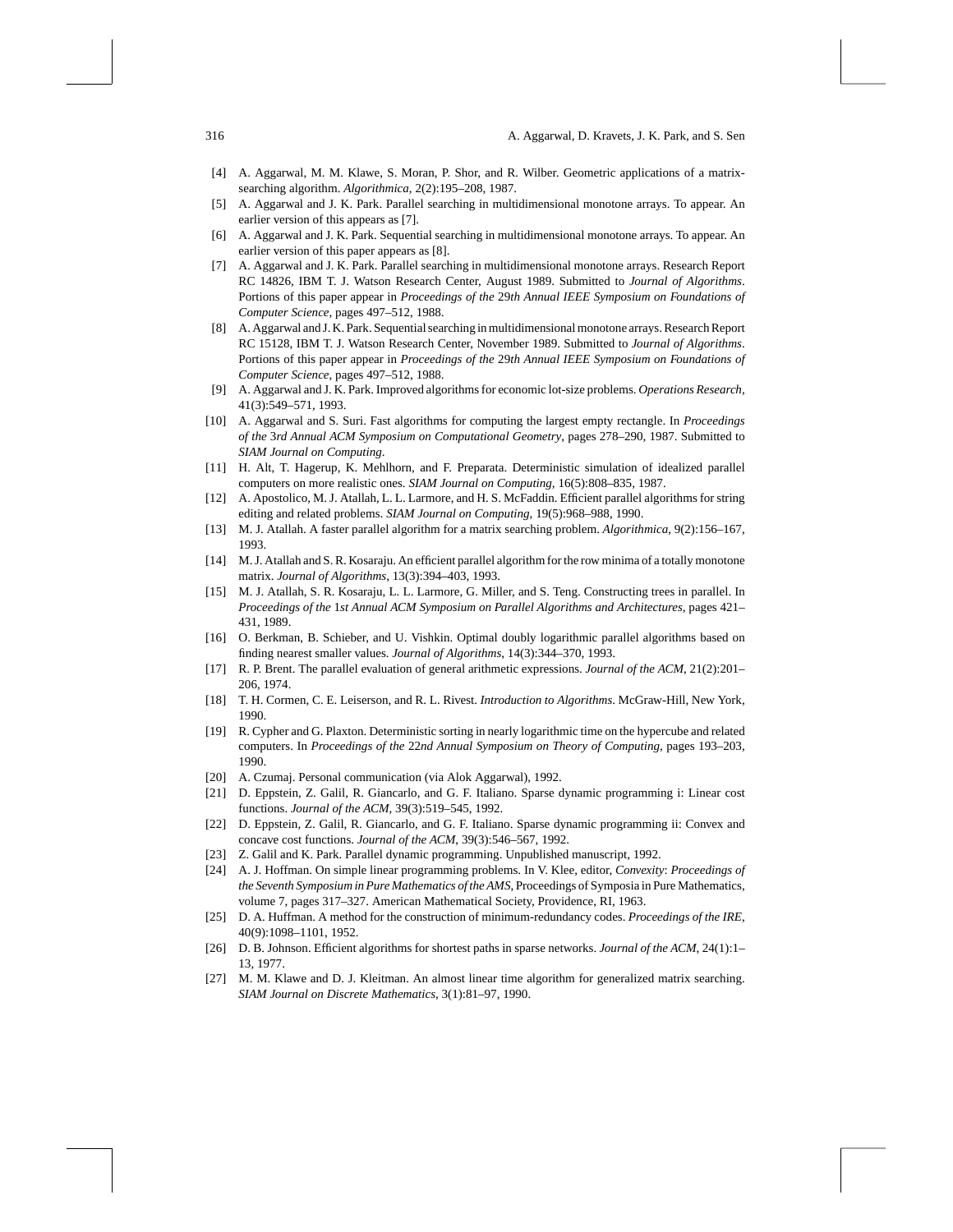[4] A. Aggarwal, M. M. Klawe, S. Moran, P. Shor, and R. Wilber. Geometric applications of a matrix-searching algorithm. *Algorithmica*, 2(2):195–208, 1987.

[5] A. Aggarwal and J. K. Park. Parallel searching in multidimensional monotone arrays. To appear. An earlier version of this appears as [7].

[6] A. Aggarwal and J. K. Park. Sequential searching in multidimensional monotone arrays. To appear. An earlier version of this paper appears as [8].

[7] A. Aggarwal and J. K. Park. Parallel searching in multidimensional monotone arrays. Research Report RC 14826, IBM T. J. Watson Research Center, August 1989. Submitted to *Journal of Algorithms*. Portions of this paper appear in *Proceedings of the* 29*th Annual IEEE Symposium on Foundations of Computer Science*, pages 497–512, 1988.

[8] A. Aggarwal and J. K. Park. Sequential searching in multidimensional monotone arrays. Research Report RC 15128, IBM T. J. Watson Research Center, November 1989. Submitted to *Journal of Algorithms*. Portions of this paper appear in *Proceedings of the* 29*th Annual IEEE Symposium on Foundations of Computer Science*, pages 497–512, 1988.

[9] A. Aggarwal and J. K. Park. Improved algorithms for economic lot-size problems. *Operations Research*, 41(3):549–571, 1993.

[10] A. Aggarwal and S. Suri. Fast algorithms for computing the largest empty rectangle. In *Proceedings of the* 3*rd Annual ACM Symposium on Computational Geometry*, pages 278–290, 1987. Submitted to *SIAM Journal on Computing*.

[11] H. Alt, T. Hagerup, K. Mehlhorn, and F. Preparata. Deterministic simulation of idealized parallel computers on more realistic ones. *SIAM Journal on Computing*, 16(5):808–835, 1987.

[12] A. Apostolico, M. J. Atallah, L. L. Larmore, and H. S. McFaddin. Efficient parallel algorithms for string editing and related problems. *SIAM Journal on Computing*, 19(5):968–988, 1990.

[13] M. J. Atallah. A faster parallel algorithm for a matrix searching problem. *Algorithmica*, 9(2):156–167, 1993.

[14] M. J. Atallah and S. R. Kosaraju. An efficient parallel algorithm for the row minima of a totally monotone matrix. *Journal of Algorithms*, 13(3):394–403, 1993.

[15] M. J. Atallah, S. R. Kosaraju, L. L. Larmore, G. Miller, and S. Teng. Constructing trees in parallel. In *Proceedings of the* 1*st Annual ACM Symposium on Parallel Algorithms and Architectures*, pages 421–431, 1989.

[16] O. Berkman, B. Schieber, and U. Vishkin. Optimal doubly logarithmic parallel algorithms based on finding nearest smaller values. *Journal of Algorithms*, 14(3):344–370, 1993.

[17] R. P. Brent. The parallel evaluation of general arithmetic expressions. *Journal of the ACM*, 21(2):201–206, 1974.

[18] T. H. Cormen, C. E. Leiserson, and R. L. Rivest. *Introduction to Algorithms*. McGraw-Hill, New York, 1990.

[19] R. Cypher and G. Plaxton. Deterministic sorting in nearly logarithmic time on the hypercube and related computers. In *Proceedings of the* 22*nd Annual Symposium on Theory of Computing*, pages 193–203, 1990.

[20] A. Czumaj. Personal communication (via Alok Aggarwal), 1992.

[21] D. Eppstein, Z. Galil, R. Giancarlo, and G. F. Italiano. Sparse dynamic programming i: Linear cost functions. *Journal of the ACM*, 39(3):519–545, 1992.

[22] D. Eppstein, Z. Galil, R. Giancarlo, and G. F. Italiano. Sparse dynamic programming ii: Convex and concave cost functions. *Journal of the ACM*, 39(3):546–567, 1992.

[23] Z. Galil and K. Park. Parallel dynamic programming. Unpublished manuscript, 1992.

[24] A. J. Hoffman. On simple linear programming problems. In V. Klee, editor, *Convexity*: *Proceedings of the Seventh Symposium in Pure Mathematics of the AMS*, Proceedings of Symposia in Pure Mathematics, volume 7, pages 317–327. American Mathematical Society, Providence, RI, 1963.

[25] D. A. Huffman. A method for the construction of minimum-redundancy codes. *Proceedings of the IRE*, 40(9):1098–1101, 1952.

[26] D. B. Johnson. Efficient algorithms for shortest paths in sparse networks. *Journal of the ACM*, 24(1):1–13, 1977.

[27] M. M. Klawe and D. J. Kleitman. An almost linear time algorithm for generalized matrix searching. *SIAM Journal on Discrete Mathematics*, 3(1):81–97, 1990.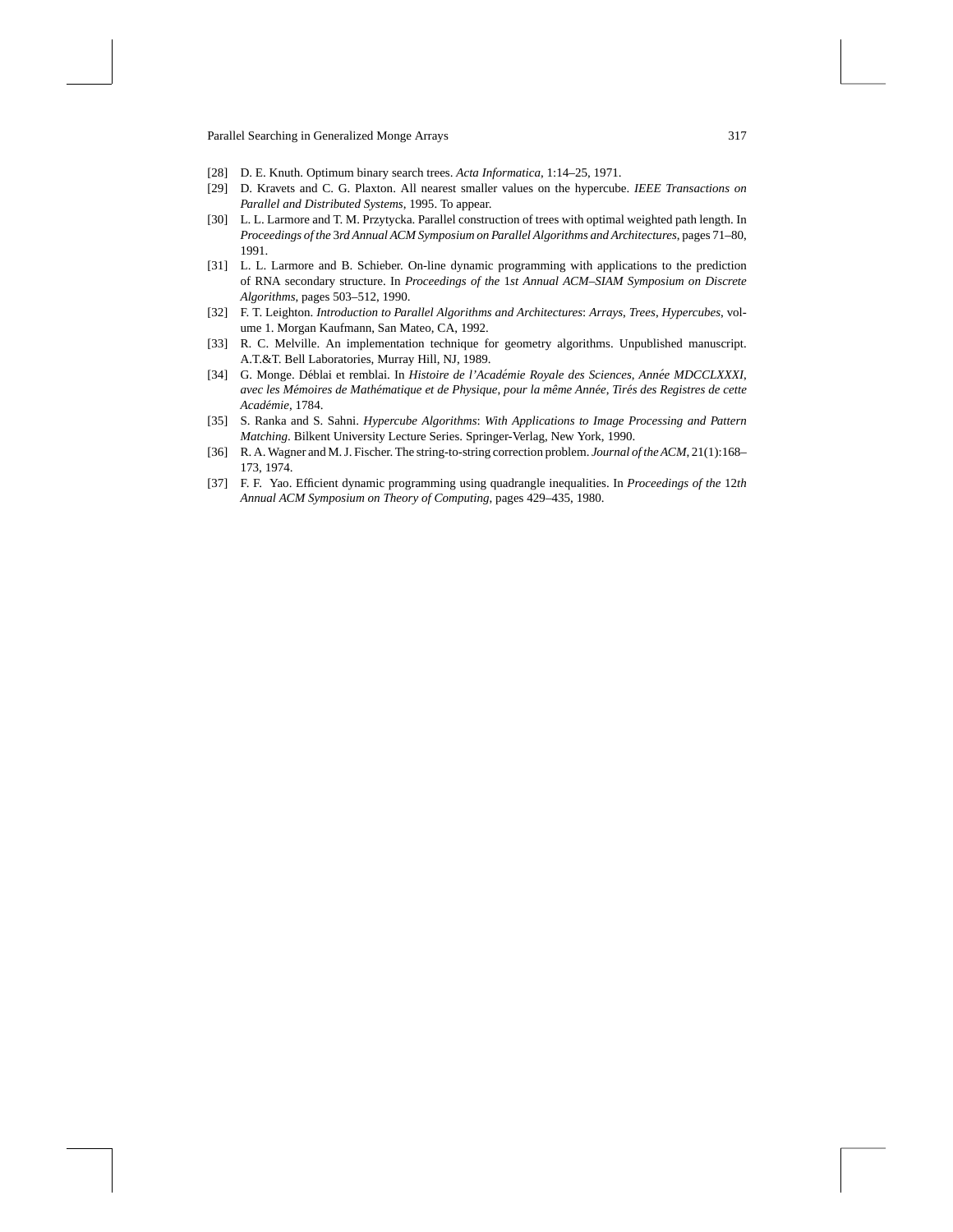[28] D. E. Knuth. Optimum binary search trees. *Acta Informatica*, 1:14–25, 1971.

[29] D. Kravets and C. G. Plaxton. All nearest smaller values on the hypercube. *IEEE Transactions on Parallel and Distributed Systems*, 1995. To appear.

[30] L. L. Larmore and T. M. Przytycka. Parallel construction of trees with optimal weighted path length. In *Proceedings of the* 3*rd Annual ACM Symposium on Parallel Algorithms and Architectures*, pages 71–80, 1991.

[31] L. L. Larmore and B. Schieber. On-line dynamic programming with applications to the prediction of RNA secondary structure. In *Proceedings of the* 1*st Annual ACM–SIAM Symposium on Discrete Algorithms*, pages 503–512, 1990.

[32] F. T. Leighton. *Introduction to Parallel Algorithms and Architectures*: *Arrays*, *Trees*, *Hypercubes*, volume 1. Morgan Kaufmann, San Mateo, CA, 1992.

[33] R. C. Melville. An implementation technique for geometry algorithms. Unpublished manuscript. A.T.&T. Bell Laboratories, Murray Hill, NJ, 1989.

[34] G. Monge. Déblai et remblai. In *Histoire de l'Académie Royale des Sciences, Année MDCCLXXXI, avec les Mémoires de Mathématique et de Physique, pour la même Année, Tirés des Registres de cette Académie*, 1784.

[35] S. Ranka and S. Sahni. *Hypercube Algorithms*: *With Applications to Image Processing and Pattern Matching*. Bilkent University Lecture Series. Springer-Verlag, New York, 1990.

[36] R. A. Wagner and M. J. Fischer. The string-to-string correction problem. *Journal of the ACM*, 21(1):168–173, 1974.

[37] F. F. Yao. Efficient dynamic programming using quadrangle inequalities. In *Proceedings of the* 12*th Annual ACM Symposium on Theory of Computing*, pages 429–435, 1980.